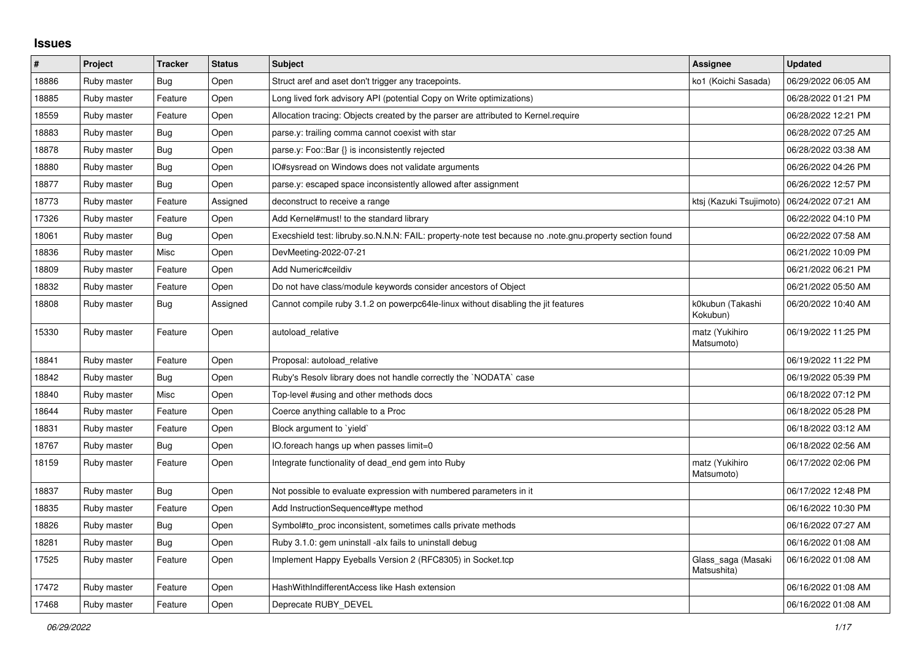# Issues

| # | Project | Tracker | Status | Subject | Assignee | Updated |
|---|---|---|---|---|---|---|
| 18886 | Ruby master | Bug | Open | Struct aref and aset don't trigger any tracepoints. | ko1 (Koichi Sasada) | 06/29/2022 06:05 AM |
| 18885 | Ruby master | Feature | Open | Long lived fork advisory API (potential Copy on Write optimizations) | | 06/28/2022 01:21 PM |
| 18559 | Ruby master | Feature | Open | Allocation tracing: Objects created by the parser are attributed to Kernel.require | | 06/28/2022 12:21 PM |
| 18883 | Ruby master | Bug | Open | parse.y: trailing comma cannot coexist with star | | 06/28/2022 07:25 AM |
| 18878 | Ruby master | Bug | Open | parse.y: Foo::Bar {} is inconsistently rejected | | 06/28/2022 03:38 AM |
| 18880 | Ruby master | Bug | Open | IO#sysread on Windows does not validate arguments | | 06/26/2022 04:26 PM |
| 18877 | Ruby master | Bug | Open | parse.y: escaped space inconsistently allowed after assignment | | 06/26/2022 12:57 PM |
| 18773 | Ruby master | Feature | Assigned | deconstruct to receive a range | ktsj (Kazuki Tsujimoto) | 06/24/2022 07:21 AM |
| 17326 | Ruby master | Feature | Open | Add Kernel#must! to the standard library | | 06/22/2022 04:10 PM |
| 18061 | Ruby master | Bug | Open | Execshield test: libruby.so.N.N.N: FAIL: property-note test because no .note.gnu.property section found | | 06/22/2022 07:58 AM |
| 18836 | Ruby master | Misc | Open | DevMeeting-2022-07-21 | | 06/21/2022 10:09 PM |
| 18809 | Ruby master | Feature | Open | Add Numeric#ceildiv | | 06/21/2022 06:21 PM |
| 18832 | Ruby master | Feature | Open | Do not have class/module keywords consider ancestors of Object | | 06/21/2022 05:50 AM |
| 18808 | Ruby master | Bug | Assigned | Cannot compile ruby 3.1.2 on powerpc64le-linux without disabling the jit features | k0kubun (Takashi Kokubun) | 06/20/2022 10:40 AM |
| 15330 | Ruby master | Feature | Open | autoload_relative | matz (Yukihiro Matsumoto) | 06/19/2022 11:25 PM |
| 18841 | Ruby master | Feature | Open | Proposal: autoload_relative | | 06/19/2022 11:22 PM |
| 18842 | Ruby master | Bug | Open | Ruby's Resolv library does not handle correctly the `NODATA` case | | 06/19/2022 05:39 PM |
| 18840 | Ruby master | Misc | Open | Top-level #using and other methods docs | | 06/18/2022 07:12 PM |
| 18644 | Ruby master | Feature | Open | Coerce anything callable to a Proc | | 06/18/2022 05:28 PM |
| 18831 | Ruby master | Feature | Open | Block argument to `yield` | | 06/18/2022 03:12 AM |
| 18767 | Ruby master | Bug | Open | IO.foreach hangs up when passes limit=0 | | 06/18/2022 02:56 AM |
| 18159 | Ruby master | Feature | Open | Integrate functionality of dead_end gem into Ruby | matz (Yukihiro Matsumoto) | 06/17/2022 02:06 PM |
| 18837 | Ruby master | Bug | Open | Not possible to evaluate expression with numbered parameters in it | | 06/17/2022 12:48 PM |
| 18835 | Ruby master | Feature | Open | Add InstructionSequence#type method | | 06/16/2022 10:30 PM |
| 18826 | Ruby master | Bug | Open | Symbol#to_proc inconsistent, sometimes calls private methods | | 06/16/2022 07:27 AM |
| 18281 | Ruby master | Bug | Open | Ruby 3.1.0: gem uninstall -alx fails to uninstall debug | | 06/16/2022 01:08 AM |
| 17525 | Ruby master | Feature | Open | Implement Happy Eyeballs Version 2 (RFC8305) in Socket.tcp | Glass_saga (Masaki Matsushita) | 06/16/2022 01:08 AM |
| 17472 | Ruby master | Feature | Open | HashWithIndifferentAccess like Hash extension | | 06/16/2022 01:08 AM |
| 17468 | Ruby master | Feature | Open | Deprecate RUBY_DEVEL | | 06/16/2022 01:08 AM |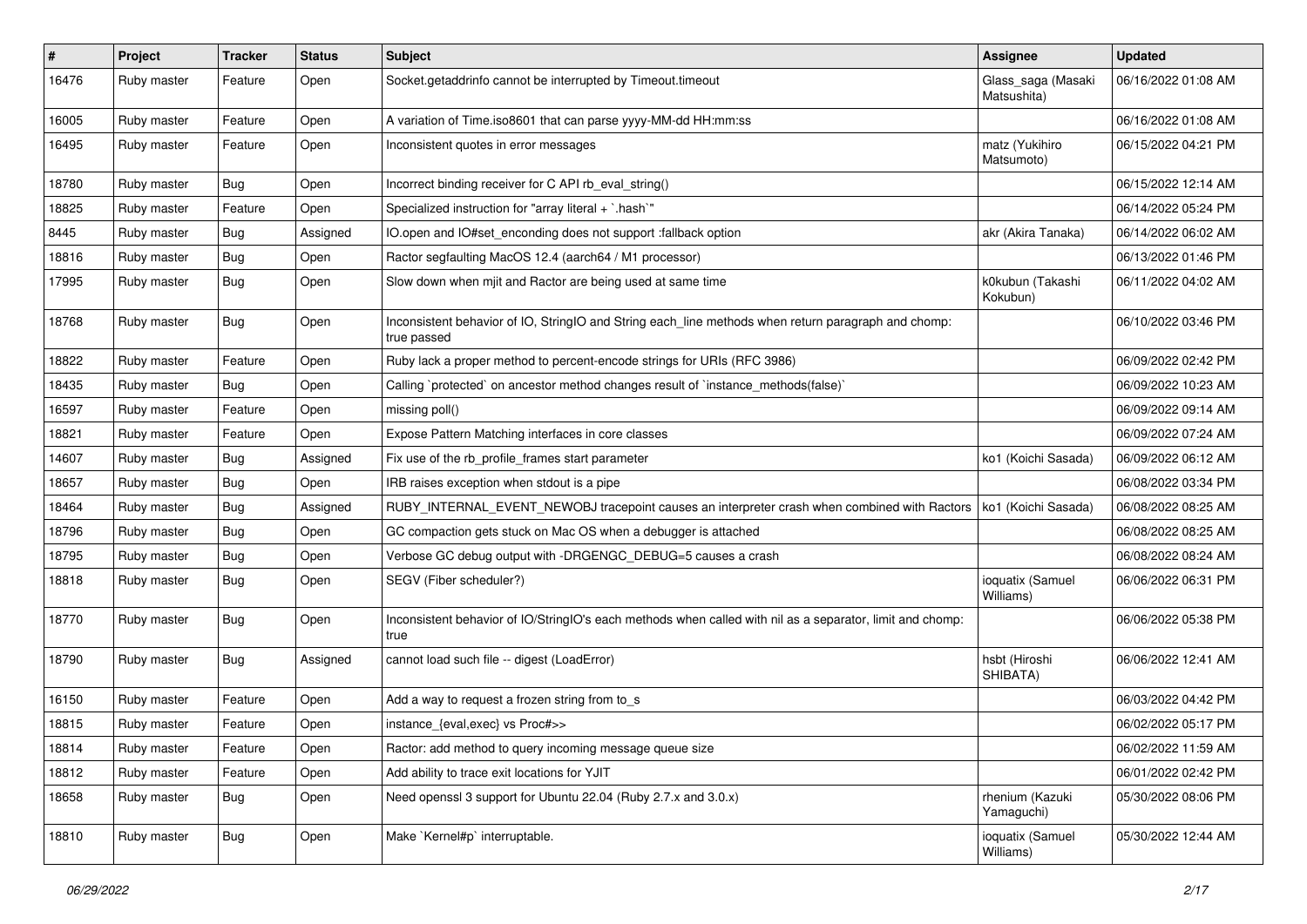| # | Project | Tracker | Status | Subject | Assignee | Updated |
| --- | --- | --- | --- | --- | --- | --- |
| 16476 | Ruby master | Feature | Open | Socket.getaddrinfo cannot be interrupted by Timeout.timeout | Glass_saga (Masaki Matsushita) | 06/16/2022 01:08 AM |
| 16005 | Ruby master | Feature | Open | A variation of Time.iso8601 that can parse yyyy-MM-dd HH:mm:ss | | 06/16/2022 01:08 AM |
| 16495 | Ruby master | Feature | Open | Inconsistent quotes in error messages | matz (Yukihiro Matsumoto) | 06/15/2022 04:21 PM |
| 18780 | Ruby master | Bug | Open | Incorrect binding receiver for C API rb_eval_string() | | 06/15/2022 12:14 AM |
| 18825 | Ruby master | Feature | Open | Specialized instruction for "array literal + `.hash`" | | 06/14/2022 05:24 PM |
| 8445 | Ruby master | Bug | Assigned | IO.open and IO#set_enconding does not support :fallback option | akr (Akira Tanaka) | 06/14/2022 06:02 AM |
| 18816 | Ruby master | Bug | Open | Ractor segfaulting MacOS 12.4 (aarch64 / M1 processor) | | 06/13/2022 01:46 PM |
| 17995 | Ruby master | Bug | Open | Slow down when mjit and Ractor are being used at same time | k0kubun (Takashi Kokubun) | 06/11/2022 04:02 AM |
| 18768 | Ruby master | Bug | Open | Inconsistent behavior of IO, StringIO and String each_line methods when return paragraph and chomp: true passed | | 06/10/2022 03:46 PM |
| 18822 | Ruby master | Feature | Open | Ruby lack a proper method to percent-encode strings for URIs (RFC 3986) | | 06/09/2022 02:42 PM |
| 18435 | Ruby master | Bug | Open | Calling `protected` on ancestor method changes result of `instance_methods(false)` | | 06/09/2022 10:23 AM |
| 16597 | Ruby master | Feature | Open | missing poll() | | 06/09/2022 09:14 AM |
| 18821 | Ruby master | Feature | Open | Expose Pattern Matching interfaces in core classes | | 06/09/2022 07:24 AM |
| 14607 | Ruby master | Bug | Assigned | Fix use of the rb_profile_frames start parameter | ko1 (Koichi Sasada) | 06/09/2022 06:12 AM |
| 18657 | Ruby master | Bug | Open | IRB raises exception when stdout is a pipe | | 06/08/2022 03:34 PM |
| 18464 | Ruby master | Bug | Assigned | RUBY_INTERNAL_EVENT_NEWOBJ tracepoint causes an interpreter crash when combined with Ractors | ko1 (Koichi Sasada) | 06/08/2022 08:25 AM |
| 18796 | Ruby master | Bug | Open | GC compaction gets stuck on Mac OS when a debugger is attached | | 06/08/2022 08:25 AM |
| 18795 | Ruby master | Bug | Open | Verbose GC debug output with -DRGENGC_DEBUG=5 causes a crash | | 06/08/2022 08:24 AM |
| 18818 | Ruby master | Bug | Open | SEGV (Fiber scheduler?) | ioquatix (Samuel Williams) | 06/06/2022 06:31 PM |
| 18770 | Ruby master | Bug | Open | Inconsistent behavior of IO/StringIO's each methods when called with nil as a separator, limit and chomp: true | | 06/06/2022 05:38 PM |
| 18790 | Ruby master | Bug | Assigned | cannot load such file -- digest (LoadError) | hsbt (Hiroshi SHIBATA) | 06/06/2022 12:41 AM |
| 16150 | Ruby master | Feature | Open | Add a way to request a frozen string from to_s | | 06/03/2022 04:42 PM |
| 18815 | Ruby master | Feature | Open | instance_{eval,exec} vs Proc#>> | | 06/02/2022 05:17 PM |
| 18814 | Ruby master | Feature | Open | Ractor: add method to query incoming message queue size | | 06/02/2022 11:59 AM |
| 18812 | Ruby master | Feature | Open | Add ability to trace exit locations for YJIT | | 06/01/2022 02:42 PM |
| 18658 | Ruby master | Bug | Open | Need openssl 3 support for Ubuntu 22.04 (Ruby 2.7.x and 3.0.x) | rhenium (Kazuki Yamaguchi) | 05/30/2022 08:06 PM |
| 18810 | Ruby master | Bug | Open | Make `Kernel#p` interruptable. | ioquatix (Samuel Williams) | 05/30/2022 12:44 AM |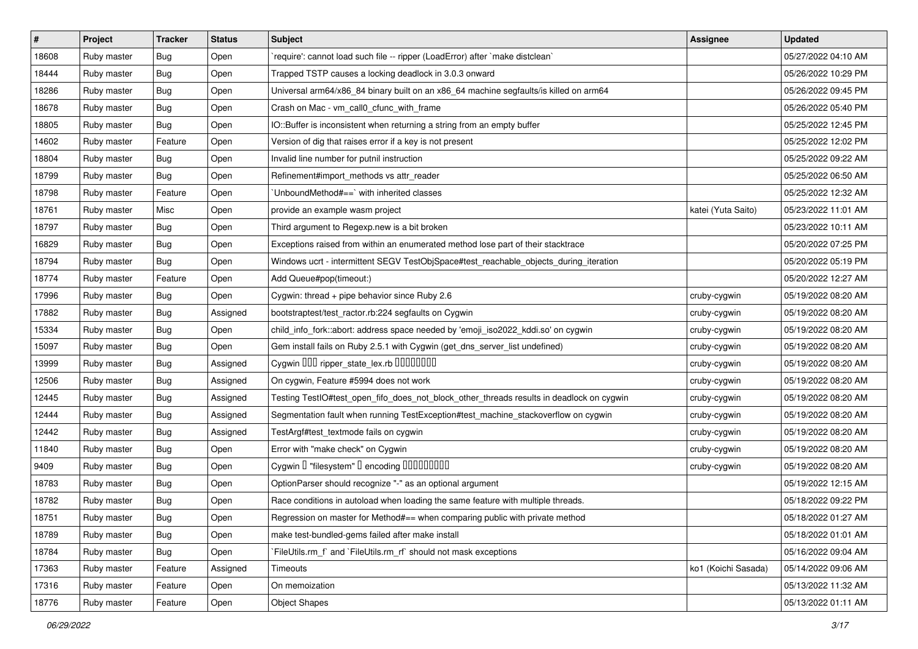| # | Project | Tracker | Status | Subject | Assignee | Updated |
|---|---|---|---|---|---|---|
| 18608 | Ruby master | Bug | Open | `require': cannot load such file -- ripper (LoadError) after `make distclean` | | 05/27/2022 04:10 AM |
| 18444 | Ruby master | Bug | Open | Trapped TSTP causes a locking deadlock in 3.0.3 onward | | 05/26/2022 10:29 PM |
| 18286 | Ruby master | Bug | Open | Universal arm64/x86_84 binary built on an x86_64 machine segfaults/is killed on arm64 | | 05/26/2022 09:45 PM |
| 18678 | Ruby master | Bug | Open | Crash on Mac - vm_call0_cfunc_with_frame | | 05/26/2022 05:40 PM |
| 18805 | Ruby master | Bug | Open | IO::Buffer is inconsistent when returning a string from an empty buffer | | 05/25/2022 12:45 PM |
| 14602 | Ruby master | Feature | Open | Version of dig that raises error if a key is not present | | 05/25/2022 12:02 PM |
| 18804 | Ruby master | Bug | Open | Invalid line number for putnil instruction | | 05/25/2022 09:22 AM |
| 18799 | Ruby master | Bug | Open | Refinement#import_methods vs attr_reader | | 05/25/2022 06:50 AM |
| 18798 | Ruby master | Feature | Open | `UnboundMethod#==` with inherited classes | | 05/25/2022 12:32 AM |
| 18761 | Ruby master | Misc | Open | provide an example wasm project | katei (Yuta Saito) | 05/23/2022 11:01 AM |
| 18797 | Ruby master | Bug | Open | Third argument to Regexp.new is a bit broken | | 05/23/2022 10:11 AM |
| 16829 | Ruby master | Bug | Open | Exceptions raised from within an enumerated method lose part of their stacktrace | | 05/20/2022 07:25 PM |
| 18794 | Ruby master | Bug | Open | Windows ucrt - intermittent SEGV TestObjSpace#test_reachable_objects_during_iteration | | 05/20/2022 05:19 PM |
| 18774 | Ruby master | Feature | Open | Add Queue#pop(timeout:) | | 05/20/2022 12:27 AM |
| 17996 | Ruby master | Bug | Open | Cygwin: thread + pipe behavior since Ruby 2.6 | cruby-cygwin | 05/19/2022 08:20 AM |
| 17882 | Ruby master | Bug | Assigned | bootstraptest/test_ractor.rb:224 segfaults on Cygwin | cruby-cygwin | 05/19/2022 08:20 AM |
| 15334 | Ruby master | Bug | Open | child_info_fork::abort: address space needed by 'emoji_iso2022_kddi.so' on cygwin | cruby-cygwin | 05/19/2022 08:20 AM |
| 15097 | Ruby master | Bug | Open | Gem install fails on Ruby 2.5.1 with Cygwin (get_dns_server_list undefined) | cruby-cygwin | 05/19/2022 08:20 AM |
| 13999 | Ruby master | Bug | Assigned | Cygwin ��� ripper_state_lex.rb ��������� | cruby-cygwin | 05/19/2022 08:20 AM |
| 12506 | Ruby master | Bug | Assigned | On cygwin, Feature #5994 does not work | cruby-cygwin | 05/19/2022 08:20 AM |
| 12445 | Ruby master | Bug | Assigned | Testing TestIO#test_open_fifo_does_not_block_other_threads results in deadlock on cygwin | cruby-cygwin | 05/19/2022 08:20 AM |
| 12444 | Ruby master | Bug | Assigned | Segmentation fault when running TestException#test_machine_stackoverflow on cygwin | cruby-cygwin | 05/19/2022 08:20 AM |
| 12442 | Ruby master | Bug | Assigned | TestArgf#test_textmode fails on cygwin | cruby-cygwin | 05/19/2022 08:20 AM |
| 11840 | Ruby master | Bug | Open | Error with "make check" on Cygwin | cruby-cygwin | 05/19/2022 08:20 AM |
| 9409 | Ruby master | Bug | Open | Cygwin � "filesystem" � encoding ���������� | cruby-cygwin | 05/19/2022 08:20 AM |
| 18783 | Ruby master | Bug | Open | OptionParser should recognize "-" as an optional argument | | 05/19/2022 12:15 AM |
| 18782 | Ruby master | Bug | Open | Race conditions in autoload when loading the same feature with multiple threads. | | 05/18/2022 09:22 PM |
| 18751 | Ruby master | Bug | Open | Regression on master for Method#== when comparing public with private method | | 05/18/2022 01:27 AM |
| 18789 | Ruby master | Bug | Open | make test-bundled-gems failed after make install | | 05/18/2022 01:01 AM |
| 18784 | Ruby master | Bug | Open | `FileUtils.rm_f` and `FileUtils.rm_rf` should not mask exceptions | | 05/16/2022 09:04 AM |
| 17363 | Ruby master | Feature | Assigned | Timeouts | ko1 (Koichi Sasada) | 05/14/2022 09:06 AM |
| 17316 | Ruby master | Feature | Open | On memoization | | 05/13/2022 11:32 AM |
| 18776 | Ruby master | Feature | Open | Object Shapes | | 05/13/2022 01:11 AM |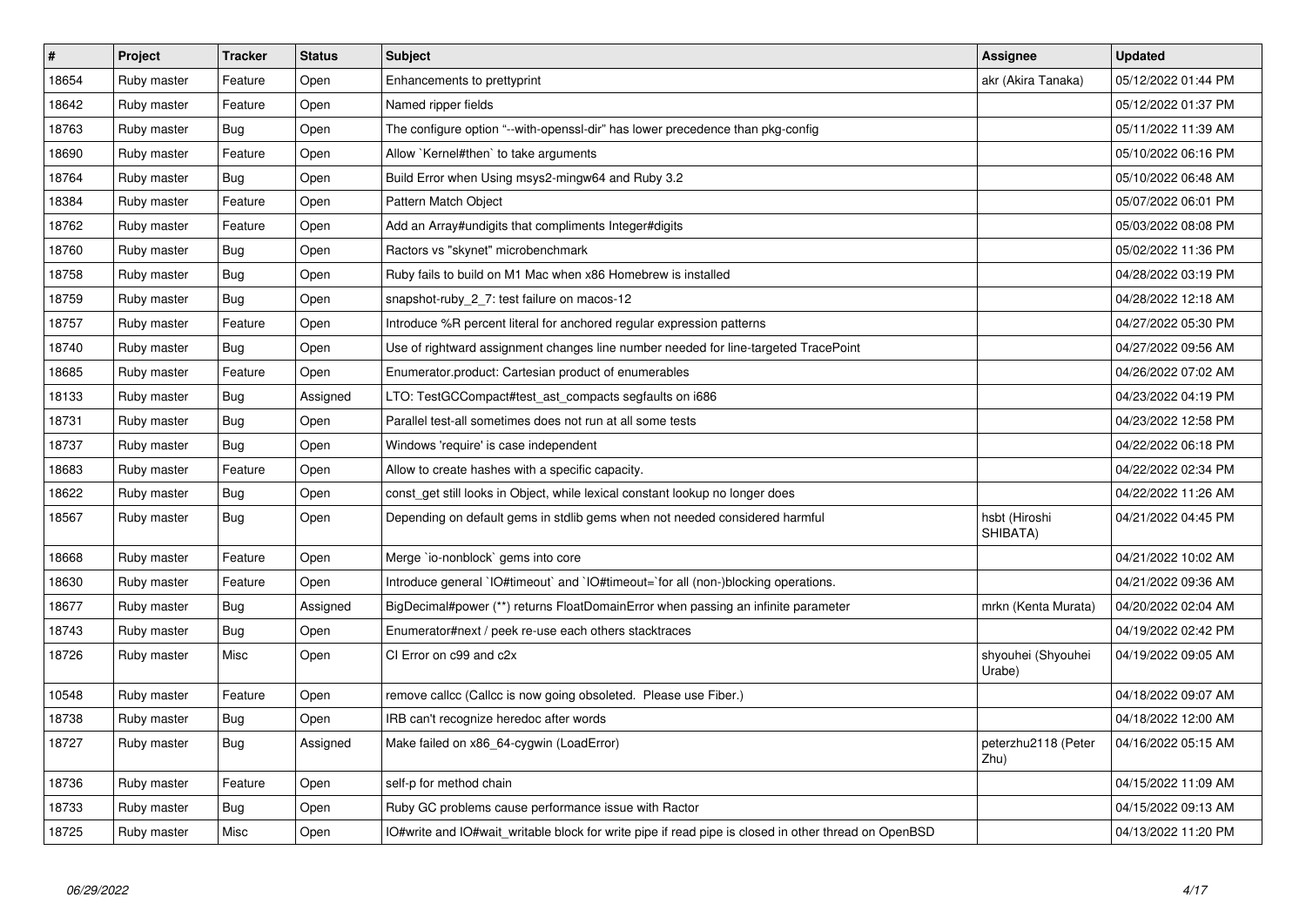| # | Project | Tracker | Status | Subject | Assignee | Updated |
|---|---|---|---|---|---|---|
| 18654 | Ruby master | Feature | Open | Enhancements to prettyprint | akr (Akira Tanaka) | 05/12/2022 01:44 PM |
| 18642 | Ruby master | Feature | Open | Named ripper fields | | 05/12/2022 01:37 PM |
| 18763 | Ruby master | Bug | Open | The configure option "--with-openssl-dir" has lower precedence than pkg-config | | 05/11/2022 11:39 AM |
| 18690 | Ruby master | Feature | Open | Allow `Kernel#then` to take arguments | | 05/10/2022 06:16 PM |
| 18764 | Ruby master | Bug | Open | Build Error when Using msys2-mingw64 and Ruby 3.2 | | 05/10/2022 06:48 AM |
| 18384 | Ruby master | Feature | Open | Pattern Match Object | | 05/07/2022 06:01 PM |
| 18762 | Ruby master | Feature | Open | Add an Array#undigits that compliments Integer#digits | | 05/03/2022 08:08 PM |
| 18760 | Ruby master | Bug | Open | Ractors vs "skynet" microbenchmark | | 05/02/2022 11:36 PM |
| 18758 | Ruby master | Bug | Open | Ruby fails to build on M1 Mac when x86 Homebrew is installed | | 04/28/2022 03:19 PM |
| 18759 | Ruby master | Bug | Open | snapshot-ruby_2_7: test failure on macos-12 | | 04/28/2022 12:18 AM |
| 18757 | Ruby master | Feature | Open | Introduce %R percent literal for anchored regular expression patterns | | 04/27/2022 05:30 PM |
| 18740 | Ruby master | Bug | Open | Use of rightward assignment changes line number needed for line-targeted TracePoint | | 04/27/2022 09:56 AM |
| 18685 | Ruby master | Feature | Open | Enumerator.product: Cartesian product of enumerables | | 04/26/2022 07:02 AM |
| 18133 | Ruby master | Bug | Assigned | LTO: TestGCCompact#test_ast_compacts segfaults on i686 | | 04/23/2022 04:19 PM |
| 18731 | Ruby master | Bug | Open | Parallel test-all sometimes does not run at all some tests | | 04/23/2022 12:58 PM |
| 18737 | Ruby master | Bug | Open | Windows 'require' is case independent | | 04/22/2022 06:18 PM |
| 18683 | Ruby master | Feature | Open | Allow to create hashes with a specific capacity. | | 04/22/2022 02:34 PM |
| 18622 | Ruby master | Bug | Open | const_get still looks in Object, while lexical constant lookup no longer does | | 04/22/2022 11:26 AM |
| 18567 | Ruby master | Bug | Open | Depending on default gems in stdlib gems when not needed considered harmful | hsbt (Hiroshi SHIBATA) | 04/21/2022 04:45 PM |
| 18668 | Ruby master | Feature | Open | Merge `io-nonblock` gems into core | | 04/21/2022 10:02 AM |
| 18630 | Ruby master | Feature | Open | Introduce general `IO#timeout` and `IO#timeout=`for all (non-)blocking operations. | | 04/21/2022 09:36 AM |
| 18677 | Ruby master | Bug | Assigned | BigDecimal#power (**) returns FloatDomainError when passing an infinite parameter | mrkn (Kenta Murata) | 04/20/2022 02:04 AM |
| 18743 | Ruby master | Bug | Open | Enumerator#next / peek re-use each others stacktraces | | 04/19/2022 02:42 PM |
| 18726 | Ruby master | Misc | Open | CI Error on c99 and c2x | shyouhei (Shyouhei Urabe) | 04/19/2022 09:05 AM |
| 10548 | Ruby master | Feature | Open | remove callcc (Callcc is now going obsoleted. Please use Fiber.) | | 04/18/2022 09:07 AM |
| 18738 | Ruby master | Bug | Open | IRB can't recognize heredoc after words | | 04/18/2022 12:00 AM |
| 18727 | Ruby master | Bug | Assigned | Make failed on x86_64-cygwin (LoadError) | peterzhu2118 (Peter Zhu) | 04/16/2022 05:15 AM |
| 18736 | Ruby master | Feature | Open | self-p for method chain | | 04/15/2022 11:09 AM |
| 18733 | Ruby master | Bug | Open | Ruby GC problems cause performance issue with Ractor | | 04/15/2022 09:13 AM |
| 18725 | Ruby master | Misc | Open | IO#write and IO#wait_writable block for write pipe if read pipe is closed in other thread on OpenBSD | | 04/13/2022 11:20 PM |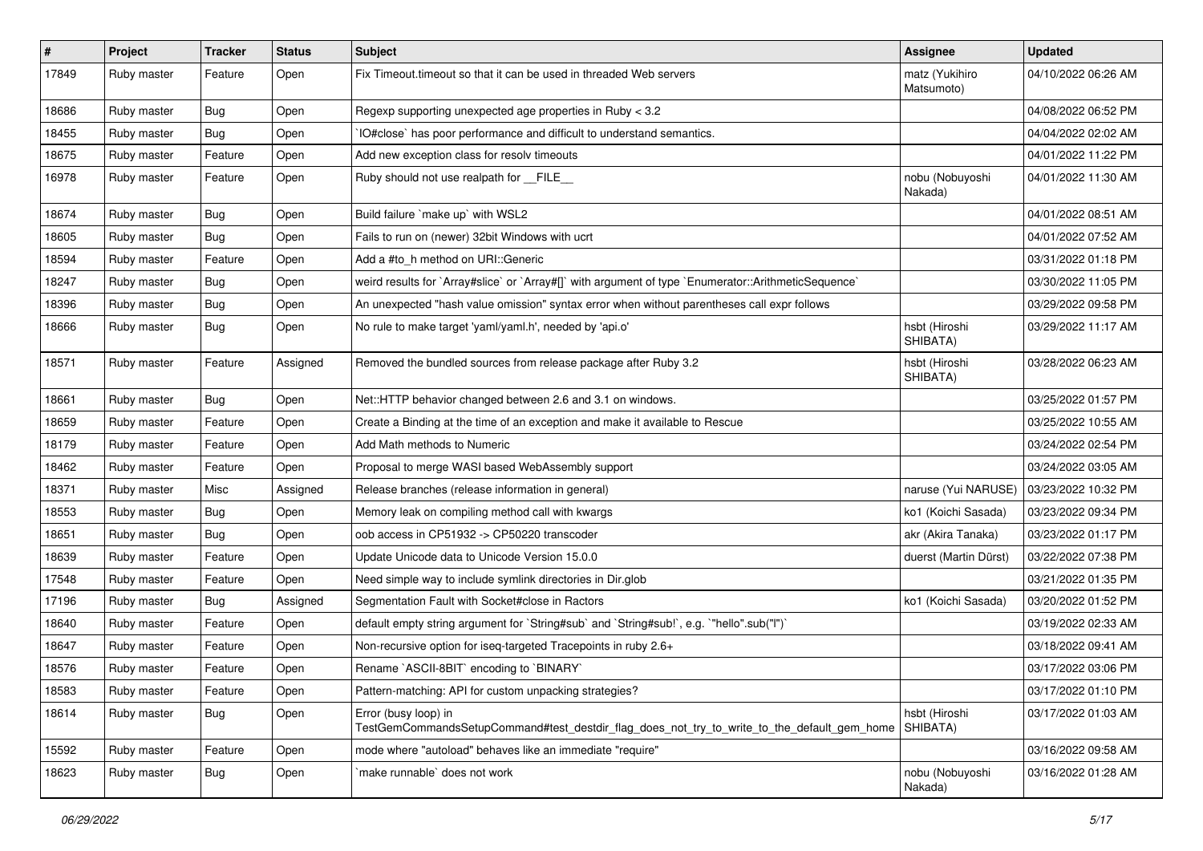| # | Project | Tracker | Status | Subject | Assignee | Updated |
|---|---|---|---|---|---|---|
| 17849 | Ruby master | Feature | Open | Fix Timeout.timeout so that it can be used in threaded Web servers | matz (Yukihiro Matsumoto) | 04/10/2022 06:26 AM |
| 18686 | Ruby master | Bug | Open | Regexp supporting unexpected age properties in Ruby < 3.2 | | 04/08/2022 06:52 PM |
| 18455 | Ruby master | Bug | Open | `IO#close` has poor performance and difficult to understand semantics. | | 04/04/2022 02:02 AM |
| 18675 | Ruby master | Feature | Open | Add new exception class for resolv timeouts | | 04/01/2022 11:22 PM |
| 16978 | Ruby master | Feature | Open | Ruby should not use realpath for __FILE__ | nobu (Nobuyoshi Nakada) | 04/01/2022 11:30 AM |
| 18674 | Ruby master | Bug | Open | Build failure `make up` with WSL2 | | 04/01/2022 08:51 AM |
| 18605 | Ruby master | Bug | Open | Fails to run on (newer) 32bit Windows with ucrt | | 04/01/2022 07:52 AM |
| 18594 | Ruby master | Feature | Open | Add a #to_h method on URI::Generic | | 03/31/2022 01:18 PM |
| 18247 | Ruby master | Bug | Open | weird results for `Array#slice` or `Array#[]` with argument of type `Enumerator::ArithmeticSequence` | | 03/30/2022 11:05 PM |
| 18396 | Ruby master | Bug | Open | An unexpected "hash value omission" syntax error when without parentheses call expr follows | | 03/29/2022 09:58 PM |
| 18666 | Ruby master | Bug | Open | No rule to make target 'yaml/yaml.h', needed by 'api.o' | hsbt (Hiroshi SHIBATA) | 03/29/2022 11:17 AM |
| 18571 | Ruby master | Feature | Assigned | Removed the bundled sources from release package after Ruby 3.2 | hsbt (Hiroshi SHIBATA) | 03/28/2022 06:23 AM |
| 18661 | Ruby master | Bug | Open | Net::HTTP behavior changed between 2.6 and 3.1 on windows. | | 03/25/2022 01:57 PM |
| 18659 | Ruby master | Feature | Open | Create a Binding at the time of an exception and make it available to Rescue | | 03/25/2022 10:55 AM |
| 18179 | Ruby master | Feature | Open | Add Math methods to Numeric | | 03/24/2022 02:54 PM |
| 18462 | Ruby master | Feature | Open | Proposal to merge WASI based WebAssembly support | | 03/24/2022 03:05 AM |
| 18371 | Ruby master | Misc | Assigned | Release branches (release information in general) | naruse (Yui NARUSE) | 03/23/2022 10:32 PM |
| 18553 | Ruby master | Bug | Open | Memory leak on compiling method call with kwargs | ko1 (Koichi Sasada) | 03/23/2022 09:34 PM |
| 18651 | Ruby master | Bug | Open | oob access in CP51932 -> CP50220 transcoder | akr (Akira Tanaka) | 03/23/2022 01:17 PM |
| 18639 | Ruby master | Feature | Open | Update Unicode data to Unicode Version 15.0.0 | duerst (Martin Dürst) | 03/22/2022 07:38 PM |
| 17548 | Ruby master | Feature | Open | Need simple way to include symlink directories in Dir.glob | | 03/21/2022 01:35 PM |
| 17196 | Ruby master | Bug | Assigned | Segmentation Fault with Socket#close in Ractors | ko1 (Koichi Sasada) | 03/20/2022 01:52 PM |
| 18640 | Ruby master | Feature | Open | default empty string argument for `String#sub` and `String#sub!`, e.g. `"hello".sub("l")` | | 03/19/2022 02:33 AM |
| 18647 | Ruby master | Feature | Open | Non-recursive option for iseq-targeted Tracepoints in ruby 2.6+ | | 03/18/2022 09:41 AM |
| 18576 | Ruby master | Feature | Open | Rename `ASCII-8BIT` encoding to `BINARY` | | 03/17/2022 03:06 PM |
| 18583 | Ruby master | Feature | Open | Pattern-matching: API for custom unpacking strategies? | | 03/17/2022 01:10 PM |
| 18614 | Ruby master | Bug | Open | Error (busy loop) in TestGemCommandsSetupCommand#test_destdir_flag_does_not_try_to_write_to_the_default_gem_home | hsbt (Hiroshi SHIBATA) | 03/17/2022 01:03 AM |
| 15592 | Ruby master | Feature | Open | mode where "autoload" behaves like an immediate "require" | | 03/16/2022 09:58 AM |
| 18623 | Ruby master | Bug | Open | `make runnable` does not work | nobu (Nobuyoshi Nakada) | 03/16/2022 01:28 AM |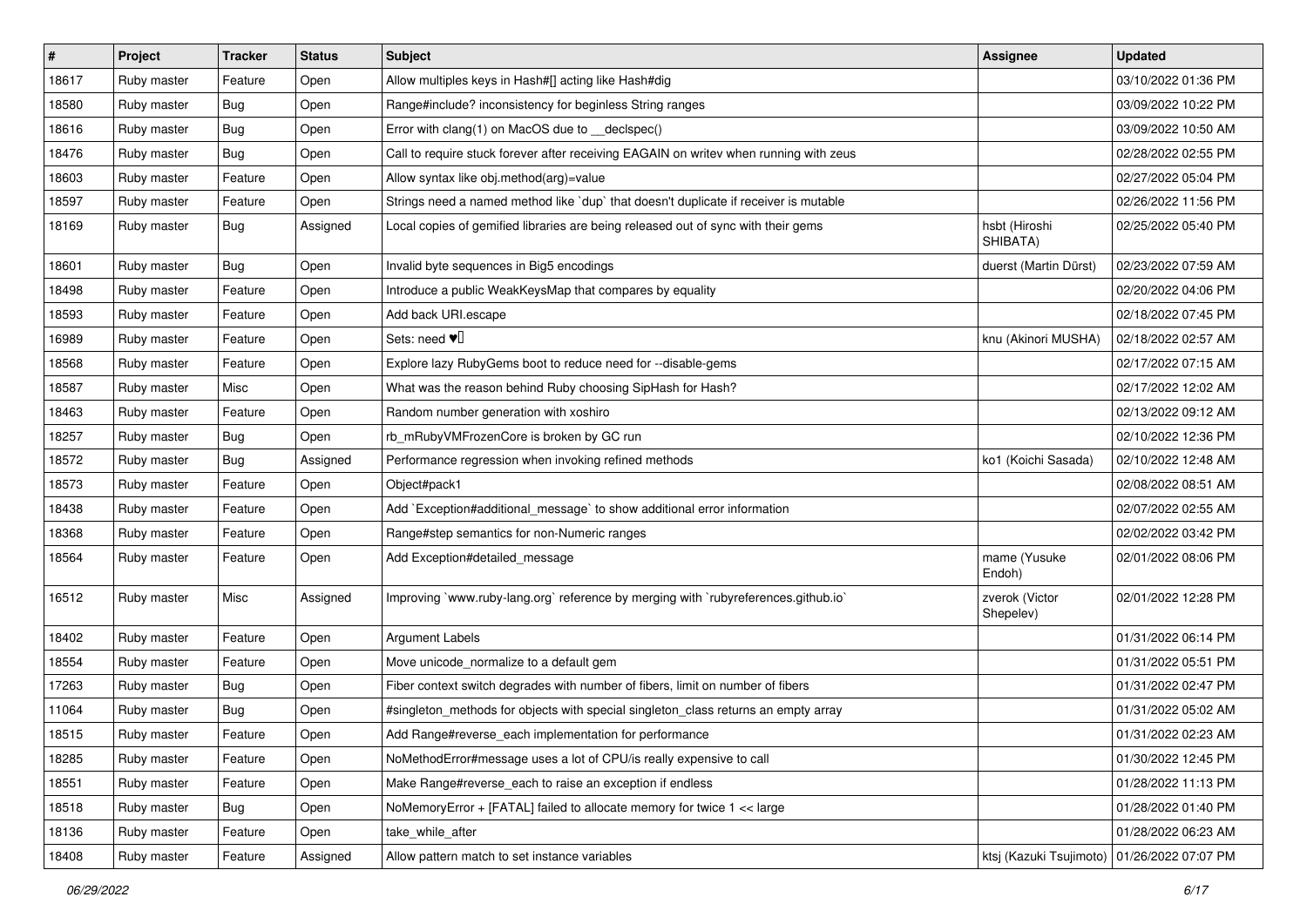| # | Project | Tracker | Status | Subject | Assignee | Updated |
|---|---|---|---|---|---|---|
| 18617 | Ruby master | Feature | Open | Allow multiples keys in Hash#[] acting like Hash#dig | | 03/10/2022 01:36 PM |
| 18580 | Ruby master | Bug | Open | Range#include? inconsistency for beginless String ranges | | 03/09/2022 10:22 PM |
| 18616 | Ruby master | Bug | Open | Error with clang(1) on MacOS due to __declspec() | | 03/09/2022 10:50 AM |
| 18476 | Ruby master | Bug | Open | Call to require stuck forever after receiving EAGAIN on writev when running with zeus | | 02/28/2022 02:55 PM |
| 18603 | Ruby master | Feature | Open | Allow syntax like obj.method(arg)=value | | 02/27/2022 05:04 PM |
| 18597 | Ruby master | Feature | Open | Strings need a named method like `dup` that doesn't duplicate if receiver is mutable | | 02/26/2022 11:56 PM |
| 18169 | Ruby master | Bug | Assigned | Local copies of gemified libraries are being released out of sync with their gems | hsbt (Hiroshi SHIBATA) | 02/25/2022 05:40 PM |
| 18601 | Ruby master | Bug | Open | Invalid byte sequences in Big5 encodings | duerst (Martin Dürst) | 02/23/2022 07:59 AM |
| 18498 | Ruby master | Feature | Open | Introduce a public WeakKeysMap that compares by equality | | 02/20/2022 04:06 PM |
| 18593 | Ruby master | Feature | Open | Add back URI.escape | | 02/18/2022 07:45 PM |
| 16989 | Ruby master | Feature | Open | Sets: need ♥️ | knu (Akinori MUSHA) | 02/18/2022 02:57 AM |
| 18568 | Ruby master | Feature | Open | Explore lazy RubyGems boot to reduce need for --disable-gems | | 02/17/2022 07:15 AM |
| 18587 | Ruby master | Misc | Open | What was the reason behind Ruby choosing SipHash for Hash? | | 02/17/2022 12:02 AM |
| 18463 | Ruby master | Feature | Open | Random number generation with xoshiro | | 02/13/2022 09:12 AM |
| 18257 | Ruby master | Bug | Open | rb_mRubyVMFrozenCore is broken by GC run | | 02/10/2022 12:36 PM |
| 18572 | Ruby master | Bug | Assigned | Performance regression when invoking refined methods | ko1 (Koichi Sasada) | 02/10/2022 12:48 AM |
| 18573 | Ruby master | Feature | Open | Object#pack1 | | 02/08/2022 08:51 AM |
| 18438 | Ruby master | Feature | Open | Add `Exception#additional_message` to show additional error information | | 02/07/2022 02:55 AM |
| 18368 | Ruby master | Feature | Open | Range#step semantics for non-Numeric ranges | | 02/02/2022 03:42 PM |
| 18564 | Ruby master | Feature | Open | Add Exception#detailed_message | mame (Yusuke Endoh) | 02/01/2022 08:06 PM |
| 16512 | Ruby master | Misc | Assigned | Improving `www.ruby-lang.org` reference by merging with `rubyreferences.github.io` | zverok (Victor Shepelev) | 02/01/2022 12:28 PM |
| 18402 | Ruby master | Feature | Open | Argument Labels | | 01/31/2022 06:14 PM |
| 18554 | Ruby master | Feature | Open | Move unicode_normalize to a default gem | | 01/31/2022 05:51 PM |
| 17263 | Ruby master | Bug | Open | Fiber context switch degrades with number of fibers, limit on number of fibers | | 01/31/2022 02:47 PM |
| 11064 | Ruby master | Bug | Open | #singleton_methods for objects with special singleton_class returns an empty array | | 01/31/2022 05:02 AM |
| 18515 | Ruby master | Feature | Open | Add Range#reverse_each implementation for performance | | 01/31/2022 02:23 AM |
| 18285 | Ruby master | Feature | Open | NoMethodError#message uses a lot of CPU/is really expensive to call | | 01/30/2022 12:45 PM |
| 18551 | Ruby master | Feature | Open | Make Range#reverse_each to raise an exception if endless | | 01/28/2022 11:13 PM |
| 18518 | Ruby master | Bug | Open | NoMemoryError + [FATAL] failed to allocate memory for twice 1 << large | | 01/28/2022 01:40 PM |
| 18136 | Ruby master | Feature | Open | take_while_after | | 01/28/2022 06:23 AM |
| 18408 | Ruby master | Feature | Assigned | Allow pattern match to set instance variables | ktsj (Kazuki Tsujimoto) | 01/26/2022 07:07 PM |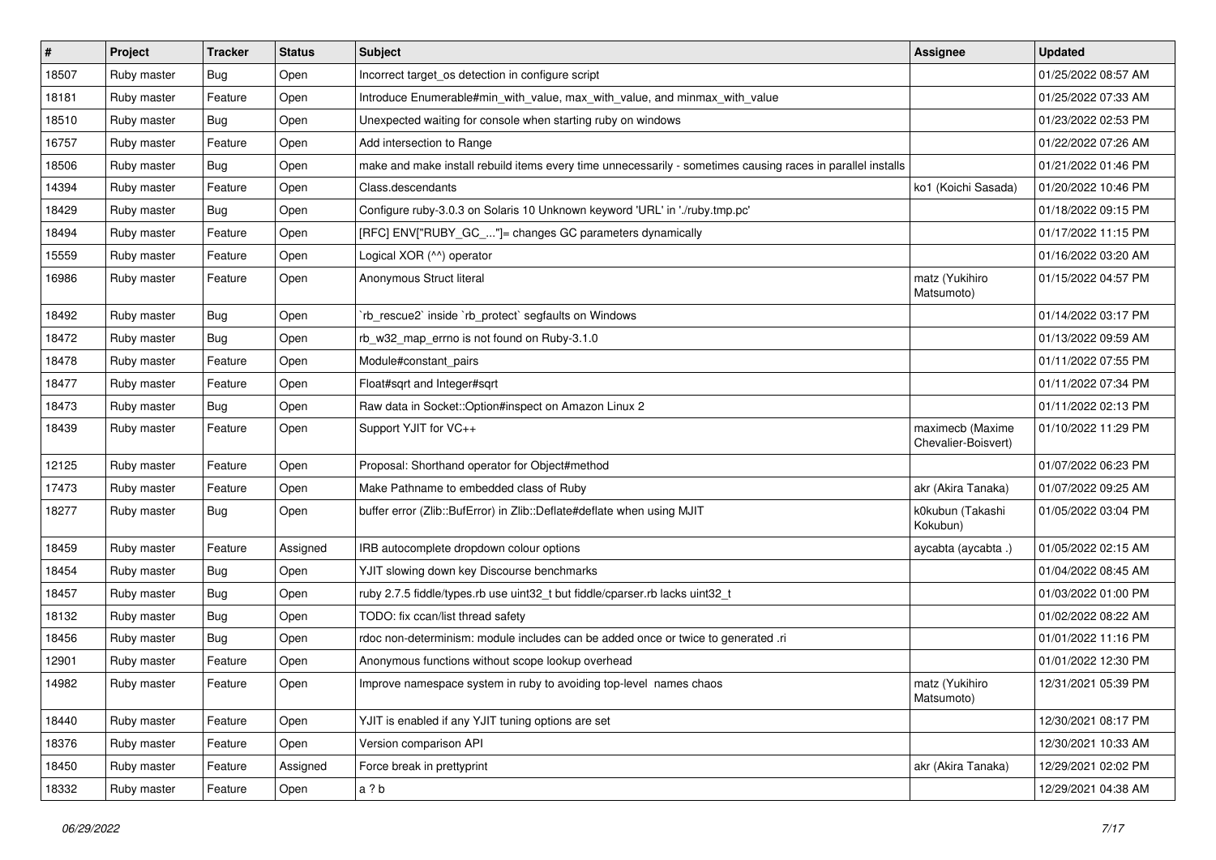| # | Project | Tracker | Status | Subject | Assignee | Updated |
|---|---|---|---|---|---|---|
| 18507 | Ruby master | Bug | Open | Incorrect target_os detection in configure script | | 01/25/2022 08:57 AM |
| 18181 | Ruby master | Feature | Open | Introduce Enumerable#min_with_value, max_with_value, and minmax_with_value | | 01/25/2022 07:33 AM |
| 18510 | Ruby master | Bug | Open | Unexpected waiting for console when starting ruby on windows | | 01/23/2022 02:53 PM |
| 16757 | Ruby master | Feature | Open | Add intersection to Range | | 01/22/2022 07:26 AM |
| 18506 | Ruby master | Bug | Open | make and make install rebuild items every time unnecessarily - sometimes causing races in parallel installs | | 01/21/2022 01:46 PM |
| 14394 | Ruby master | Feature | Open | Class.descendants | ko1 (Koichi Sasada) | 01/20/2022 10:46 PM |
| 18429 | Ruby master | Bug | Open | Configure ruby-3.0.3 on Solaris 10 Unknown keyword 'URL' in './ruby.tmp.pc' | | 01/18/2022 09:15 PM |
| 18494 | Ruby master | Feature | Open | [RFC] ENV["RUBY_GC_..."]= changes GC parameters dynamically | | 01/17/2022 11:15 PM |
| 15559 | Ruby master | Feature | Open | Logical XOR (^^) operator | | 01/16/2022 03:20 AM |
| 16986 | Ruby master | Feature | Open | Anonymous Struct literal | matz (Yukihiro Matsumoto) | 01/15/2022 04:57 PM |
| 18492 | Ruby master | Bug | Open | `rb_rescue2` inside `rb_protect` segfaults on Windows | | 01/14/2022 03:17 PM |
| 18472 | Ruby master | Bug | Open | rb_w32_map_errno is not found on Ruby-3.1.0 | | 01/13/2022 09:59 AM |
| 18478 | Ruby master | Feature | Open | Module#constant_pairs | | 01/11/2022 07:55 PM |
| 18477 | Ruby master | Feature | Open | Float#sqrt and Integer#sqrt | | 01/11/2022 07:34 PM |
| 18473 | Ruby master | Bug | Open | Raw data in Socket::Option#inspect on Amazon Linux 2 | | 01/11/2022 02:13 PM |
| 18439 | Ruby master | Feature | Open | Support YJIT for VC++ | maximecb (Maxime Chevalier-Boisvert) | 01/10/2022 11:29 PM |
| 12125 | Ruby master | Feature | Open | Proposal: Shorthand operator for Object#method | | 01/07/2022 06:23 PM |
| 17473 | Ruby master | Feature | Open | Make Pathname to embedded class of Ruby | akr (Akira Tanaka) | 01/07/2022 09:25 AM |
| 18277 | Ruby master | Bug | Open | buffer error (Zlib::BufError) in Zlib::Deflate#deflate when using MJIT | k0kubun (Takashi Kokubun) | 01/05/2022 03:04 PM |
| 18459 | Ruby master | Feature | Assigned | IRB autocomplete dropdown colour options | aycabta (aycabta .) | 01/05/2022 02:15 AM |
| 18454 | Ruby master | Bug | Open | YJIT slowing down key Discourse benchmarks | | 01/04/2022 08:45 AM |
| 18457 | Ruby master | Bug | Open | ruby 2.7.5 fiddle/types.rb use uint32_t but fiddle/cparser.rb lacks uint32_t | | 01/03/2022 01:00 PM |
| 18132 | Ruby master | Bug | Open | TODO: fix ccan/list thread safety | | 01/02/2022 08:22 AM |
| 18456 | Ruby master | Bug | Open | rdoc non-determinism: module includes can be added once or twice to generated .ri | | 01/01/2022 11:16 PM |
| 12901 | Ruby master | Feature | Open | Anonymous functions without scope lookup overhead | | 01/01/2022 12:30 PM |
| 14982 | Ruby master | Feature | Open | Improve namespace system in ruby to avoiding top-level names chaos | matz (Yukihiro Matsumoto) | 12/31/2021 05:39 PM |
| 18440 | Ruby master | Feature | Open | YJIT is enabled if any YJIT tuning options are set | | 12/30/2021 08:17 PM |
| 18376 | Ruby master | Feature | Open | Version comparison API | | 12/30/2021 10:33 AM |
| 18450 | Ruby master | Feature | Assigned | Force break in prettyprint | akr (Akira Tanaka) | 12/29/2021 02:02 PM |
| 18332 | Ruby master | Feature | Open | a ? b | | 12/29/2021 04:38 AM |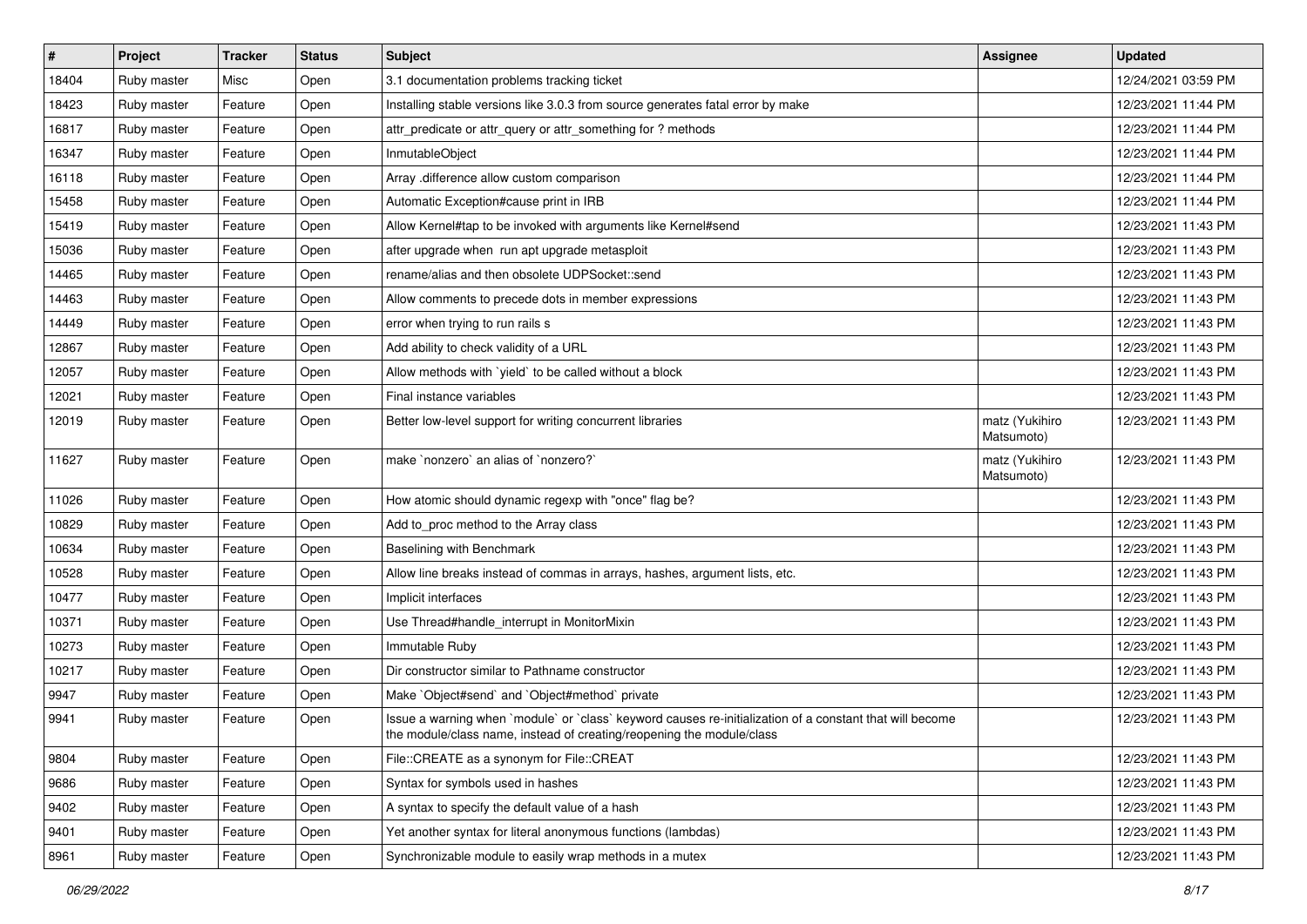| # | Project | Tracker | Status | Subject | Assignee | Updated |
|---|---|---|---|---|---|---|
| 18404 | Ruby master | Misc | Open | 3.1 documentation problems tracking ticket | | 12/24/2021 03:59 PM |
| 18423 | Ruby master | Feature | Open | Installing stable versions like 3.0.3 from source generates fatal error by make | | 12/23/2021 11:44 PM |
| 16817 | Ruby master | Feature | Open | attr_predicate or attr_query or attr_something for ? methods | | 12/23/2021 11:44 PM |
| 16347 | Ruby master | Feature | Open | InmutableObject | | 12/23/2021 11:44 PM |
| 16118 | Ruby master | Feature | Open | Array .difference allow custom comparison | | 12/23/2021 11:44 PM |
| 15458 | Ruby master | Feature | Open | Automatic Exception#cause print in IRB | | 12/23/2021 11:44 PM |
| 15419 | Ruby master | Feature | Open | Allow Kernel#tap to be invoked with arguments like Kernel#send | | 12/23/2021 11:43 PM |
| 15036 | Ruby master | Feature | Open | after upgrade when run apt upgrade metasploit | | 12/23/2021 11:43 PM |
| 14465 | Ruby master | Feature | Open | rename/alias and then obsolete UDPSocket::send | | 12/23/2021 11:43 PM |
| 14463 | Ruby master | Feature | Open | Allow comments to precede dots in member expressions | | 12/23/2021 11:43 PM |
| 14449 | Ruby master | Feature | Open | error when trying to run rails s | | 12/23/2021 11:43 PM |
| 12867 | Ruby master | Feature | Open | Add ability to check validity of a URL | | 12/23/2021 11:43 PM |
| 12057 | Ruby master | Feature | Open | Allow methods with `yield` to be called without a block | | 12/23/2021 11:43 PM |
| 12021 | Ruby master | Feature | Open | Final instance variables | | 12/23/2021 11:43 PM |
| 12019 | Ruby master | Feature | Open | Better low-level support for writing concurrent libraries | matz (Yukihiro Matsumoto) | 12/23/2021 11:43 PM |
| 11627 | Ruby master | Feature | Open | make `nonzero` an alias of `nonzero?` | matz (Yukihiro Matsumoto) | 12/23/2021 11:43 PM |
| 11026 | Ruby master | Feature | Open | How atomic should dynamic regexp with "once" flag be? | | 12/23/2021 11:43 PM |
| 10829 | Ruby master | Feature | Open | Add to_proc method to the Array class | | 12/23/2021 11:43 PM |
| 10634 | Ruby master | Feature | Open | Baselining with Benchmark | | 12/23/2021 11:43 PM |
| 10528 | Ruby master | Feature | Open | Allow line breaks instead of commas in arrays, hashes, argument lists, etc. | | 12/23/2021 11:43 PM |
| 10477 | Ruby master | Feature | Open | Implicit interfaces | | 12/23/2021 11:43 PM |
| 10371 | Ruby master | Feature | Open | Use Thread#handle_interrupt in MonitorMixin | | 12/23/2021 11:43 PM |
| 10273 | Ruby master | Feature | Open | Immutable Ruby | | 12/23/2021 11:43 PM |
| 10217 | Ruby master | Feature | Open | Dir constructor similar to Pathname constructor | | 12/23/2021 11:43 PM |
| 9947 | Ruby master | Feature | Open | Make `Object#send` and `Object#method` private | | 12/23/2021 11:43 PM |
| 9941 | Ruby master | Feature | Open | Issue a warning when `module` or `class` keyword causes re-initialization of a constant that will become the module/class name, instead of creating/reopening the module/class | | 12/23/2021 11:43 PM |
| 9804 | Ruby master | Feature | Open | File::CREATE as a synonym for File::CREAT | | 12/23/2021 11:43 PM |
| 9686 | Ruby master | Feature | Open | Syntax for symbols used in hashes | | 12/23/2021 11:43 PM |
| 9402 | Ruby master | Feature | Open | A syntax to specify the default value of a hash | | 12/23/2021 11:43 PM |
| 9401 | Ruby master | Feature | Open | Yet another syntax for literal anonymous functions (lambdas) | | 12/23/2021 11:43 PM |
| 8961 | Ruby master | Feature | Open | Synchronizable module to easily wrap methods in a mutex | | 12/23/2021 11:43 PM |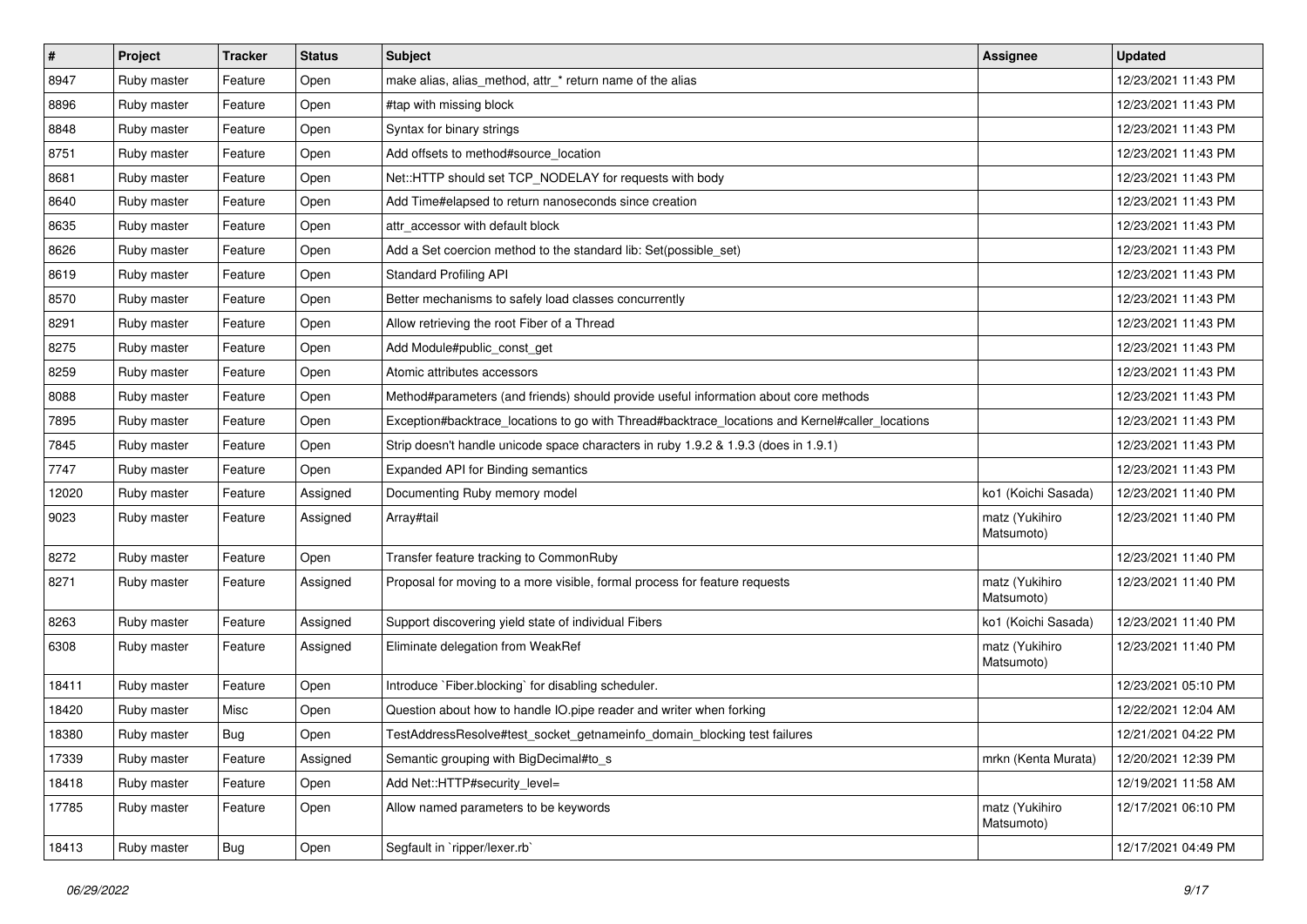| # | Project | Tracker | Status | Subject | Assignee | Updated |
| --- | --- | --- | --- | --- | --- | --- |
| 8947 | Ruby master | Feature | Open | make alias, alias_method, attr_* return name of the alias | | 12/23/2021 11:43 PM |
| 8896 | Ruby master | Feature | Open | #tap with missing block | | 12/23/2021 11:43 PM |
| 8848 | Ruby master | Feature | Open | Syntax for binary strings | | 12/23/2021 11:43 PM |
| 8751 | Ruby master | Feature | Open | Add offsets to method#source_location | | 12/23/2021 11:43 PM |
| 8681 | Ruby master | Feature | Open | Net::HTTP should set TCP_NODELAY for requests with body | | 12/23/2021 11:43 PM |
| 8640 | Ruby master | Feature | Open | Add Time#elapsed to return nanoseconds since creation | | 12/23/2021 11:43 PM |
| 8635 | Ruby master | Feature | Open | attr_accessor with default block | | 12/23/2021 11:43 PM |
| 8626 | Ruby master | Feature | Open | Add a Set coercion method to the standard lib: Set(possible_set) | | 12/23/2021 11:43 PM |
| 8619 | Ruby master | Feature | Open | Standard Profiling API | | 12/23/2021 11:43 PM |
| 8570 | Ruby master | Feature | Open | Better mechanisms to safely load classes concurrently | | 12/23/2021 11:43 PM |
| 8291 | Ruby master | Feature | Open | Allow retrieving the root Fiber of a Thread | | 12/23/2021 11:43 PM |
| 8275 | Ruby master | Feature | Open | Add Module#public_const_get | | 12/23/2021 11:43 PM |
| 8259 | Ruby master | Feature | Open | Atomic attributes accessors | | 12/23/2021 11:43 PM |
| 8088 | Ruby master | Feature | Open | Method#parameters (and friends) should provide useful information about core methods | | 12/23/2021 11:43 PM |
| 7895 | Ruby master | Feature | Open | Exception#backtrace_locations to go with Thread#backtrace_locations and Kernel#caller_locations | | 12/23/2021 11:43 PM |
| 7845 | Ruby master | Feature | Open | Strip doesn't handle unicode space characters in ruby 1.9.2 & 1.9.3 (does in 1.9.1) | | 12/23/2021 11:43 PM |
| 7747 | Ruby master | Feature | Open | Expanded API for Binding semantics | | 12/23/2021 11:43 PM |
| 12020 | Ruby master | Feature | Assigned | Documenting Ruby memory model | ko1 (Koichi Sasada) | 12/23/2021 11:40 PM |
| 9023 | Ruby master | Feature | Assigned | Array#tail | matz (Yukihiro Matsumoto) | 12/23/2021 11:40 PM |
| 8272 | Ruby master | Feature | Open | Transfer feature tracking to CommonRuby | | 12/23/2021 11:40 PM |
| 8271 | Ruby master | Feature | Assigned | Proposal for moving to a more visible, formal process for feature requests | matz (Yukihiro Matsumoto) | 12/23/2021 11:40 PM |
| 8263 | Ruby master | Feature | Assigned | Support discovering yield state of individual Fibers | ko1 (Koichi Sasada) | 12/23/2021 11:40 PM |
| 6308 | Ruby master | Feature | Assigned | Eliminate delegation from WeakRef | matz (Yukihiro Matsumoto) | 12/23/2021 11:40 PM |
| 18411 | Ruby master | Feature | Open | Introduce `Fiber.blocking` for disabling scheduler. | | 12/23/2021 05:10 PM |
| 18420 | Ruby master | Misc | Open | Question about how to handle IO.pipe reader and writer when forking | | 12/22/2021 12:04 AM |
| 18380 | Ruby master | Bug | Open | TestAddressResolve#test_socket_getnameinfo_domain_blocking test failures | | 12/21/2021 04:22 PM |
| 17339 | Ruby master | Feature | Assigned | Semantic grouping with BigDecimal#to_s | mrkn (Kenta Murata) | 12/20/2021 12:39 PM |
| 18418 | Ruby master | Feature | Open | Add Net::HTTP#security_level= | | 12/19/2021 11:58 AM |
| 17785 | Ruby master | Feature | Open | Allow named parameters to be keywords | matz (Yukihiro Matsumoto) | 12/17/2021 06:10 PM |
| 18413 | Ruby master | Bug | Open | Segfault in `ripper/lexer.rb` | | 12/17/2021 04:49 PM |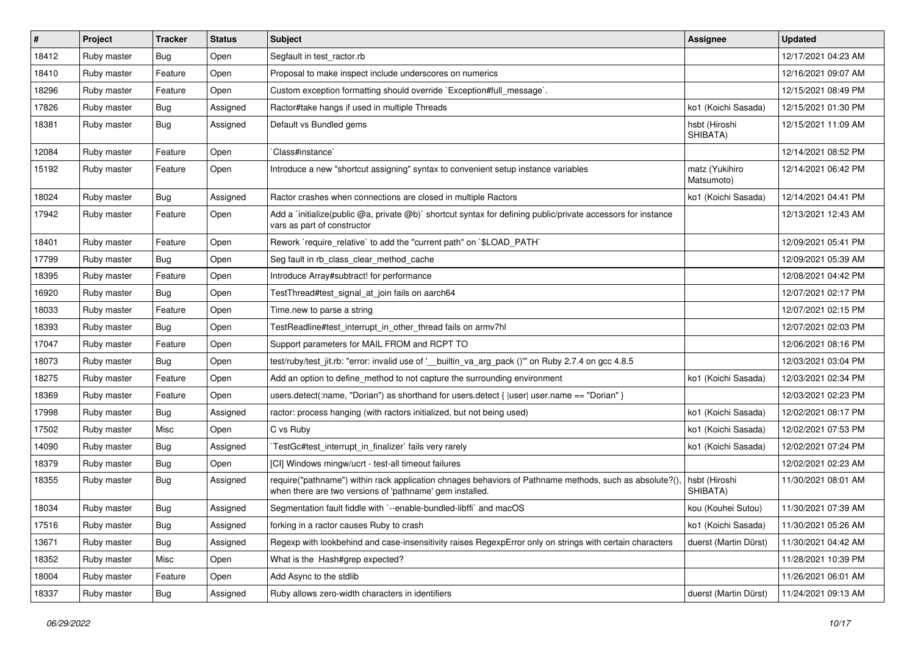| # | Project | Tracker | Status | Subject | Assignee | Updated |
|---|---|---|---|---|---|---|
| 18412 | Ruby master | Bug | Open | Segfault in test_ractor.rb | | 12/17/2021 04:23 AM |
| 18410 | Ruby master | Feature | Open | Proposal to make inspect include underscores on numerics | | 12/16/2021 09:07 AM |
| 18296 | Ruby master | Feature | Open | Custom exception formatting should override `Exception#full_message`. | | 12/15/2021 08:49 PM |
| 17826 | Ruby master | Bug | Assigned | Ractor#take hangs if used in multiple Threads | ko1 (Koichi Sasada) | 12/15/2021 01:30 PM |
| 18381 | Ruby master | Bug | Assigned | Default vs Bundled gems | hsbt (Hiroshi SHIBATA) | 12/15/2021 11:09 AM |
| 12084 | Ruby master | Feature | Open | `Class#instance` | | 12/14/2021 08:52 PM |
| 15192 | Ruby master | Feature | Open | Introduce a new "shortcut assigning" syntax to convenient setup instance variables | matz (Yukihiro Matsumoto) | 12/14/2021 06:42 PM |
| 18024 | Ruby master | Bug | Assigned | Ractor crashes when connections are closed in multiple Ractors | ko1 (Koichi Sasada) | 12/14/2021 04:41 PM |
| 17942 | Ruby master | Feature | Open | Add a `initialize(public @a, private @b)` shortcut syntax for defining public/private accessors for instance vars as part of constructor | | 12/13/2021 12:43 AM |
| 18401 | Ruby master | Feature | Open | Rework `require_relative` to add the "current path" on `$LOAD_PATH` | | 12/09/2021 05:41 PM |
| 17799 | Ruby master | Bug | Open | Seg fault in rb_class_clear_method_cache | | 12/09/2021 05:39 AM |
| 18395 | Ruby master | Feature | Open | Introduce Array#subtract! for performance | | 12/08/2021 04:42 PM |
| 16920 | Ruby master | Bug | Open | TestThread#test_signal_at_join fails on aarch64 | | 12/07/2021 02:17 PM |
| 18033 | Ruby master | Feature | Open | Time.new to parse a string | | 12/07/2021 02:15 PM |
| 18393 | Ruby master | Bug | Open | TestReadline#test_interrupt_in_other_thread fails on armv7hl | | 12/07/2021 02:03 PM |
| 17047 | Ruby master | Feature | Open | Support parameters for MAIL FROM and RCPT TO | | 12/06/2021 08:16 PM |
| 18073 | Ruby master | Bug | Open | test/ruby/test_jit.rb: "error: invalid use of '__builtin_va_arg_pack ()'" on Ruby 2.7.4 on gcc 4.8.5 | | 12/03/2021 03:04 PM |
| 18275 | Ruby master | Feature | Open | Add an option to define_method to not capture the surrounding environment | ko1 (Koichi Sasada) | 12/03/2021 02:34 PM |
| 18369 | Ruby master | Feature | Open | users.detect(:name, "Dorian") as shorthand for users.detect { \|user\| user.name == "Dorian" } | | 12/03/2021 02:23 PM |
| 17998 | Ruby master | Bug | Assigned | ractor: process hanging (with ractors initialized, but not being used) | ko1 (Koichi Sasada) | 12/02/2021 08:17 PM |
| 17502 | Ruby master | Misc | Open | C vs Ruby | ko1 (Koichi Sasada) | 12/02/2021 07:53 PM |
| 14090 | Ruby master | Bug | Assigned | `TestGc#test_interrupt_in_finalizer` fails very rarely | ko1 (Koichi Sasada) | 12/02/2021 07:24 PM |
| 18379 | Ruby master | Bug | Open | [CI] Windows mingw/ucrt - test-all timeout failures | | 12/02/2021 02:23 AM |
| 18355 | Ruby master | Bug | Assigned | require("pathname") within rack application chnages behaviors of Pathname methods, such as absolute?(), when there are two versions of 'pathname' gem installed. | hsbt (Hiroshi SHIBATA) | 11/30/2021 08:01 AM |
| 18034 | Ruby master | Bug | Assigned | Segmentation fault fiddle with `--enable-bundled-libffi` and macOS | kou (Kouhei Sutou) | 11/30/2021 07:39 AM |
| 17516 | Ruby master | Bug | Assigned | forking in a ractor causes Ruby to crash | ko1 (Koichi Sasada) | 11/30/2021 05:26 AM |
| 13671 | Ruby master | Bug | Assigned | Regexp with lookbehind and case-insensitivity raises RegexpError only on strings with certain characters | duerst (Martin Dürst) | 11/30/2021 04:42 AM |
| 18352 | Ruby master | Misc | Open | What is the Hash#grep expected? | | 11/28/2021 10:39 PM |
| 18004 | Ruby master | Feature | Open | Add Async to the stdlib | | 11/26/2021 06:01 AM |
| 18337 | Ruby master | Bug | Assigned | Ruby allows zero-width characters in identifiers | duerst (Martin Dürst) | 11/24/2021 09:13 AM |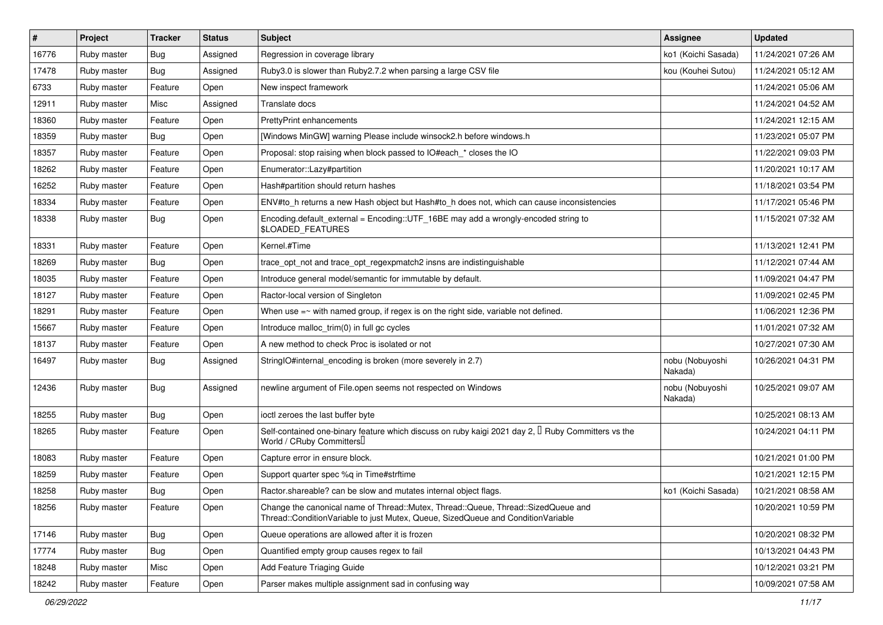| # | Project | Tracker | Status | Subject | Assignee | Updated |
|---|---|---|---|---|---|---|
| 16776 | Ruby master | Bug | Assigned | Regression in coverage library | ko1 (Koichi Sasada) | 11/24/2021 07:26 AM |
| 17478 | Ruby master | Bug | Assigned | Ruby3.0 is slower than Ruby2.7.2 when parsing a large CSV file | kou (Kouhei Sutou) | 11/24/2021 05:12 AM |
| 6733 | Ruby master | Feature | Open | New inspect framework | | 11/24/2021 05:06 AM |
| 12911 | Ruby master | Misc | Assigned | Translate docs | | 11/24/2021 04:52 AM |
| 18360 | Ruby master | Feature | Open | PrettyPrint enhancements | | 11/24/2021 12:15 AM |
| 18359 | Ruby master | Bug | Open | [Windows MinGW] warning Please include winsock2.h before windows.h | | 11/23/2021 05:07 PM |
| 18357 | Ruby master | Feature | Open | Proposal: stop raising when block passed to IO#each_* closes the IO | | 11/22/2021 09:03 PM |
| 18262 | Ruby master | Feature | Open | Enumerator::Lazy#partition | | 11/20/2021 10:17 AM |
| 16252 | Ruby master | Feature | Open | Hash#partition should return hashes | | 11/18/2021 03:54 PM |
| 18334 | Ruby master | Feature | Open | ENV#to_h returns a new Hash object but Hash#to_h does not, which can cause inconsistencies | | 11/17/2021 05:46 PM |
| 18338 | Ruby master | Bug | Open | Encoding.default_external = Encoding::UTF_16BE may add a wrongly-encoded string to $LOADED_FEATURES | | 11/15/2021 07:32 AM |
| 18331 | Ruby master | Feature | Open | Kernel.#Time | | 11/13/2021 12:41 PM |
| 18269 | Ruby master | Bug | Open | trace_opt_not and trace_opt_regexpmatch2 insns are indistinguishable | | 11/12/2021 07:44 AM |
| 18035 | Ruby master | Feature | Open | Introduce general model/semantic for immutable by default. | | 11/09/2021 04:47 PM |
| 18127 | Ruby master | Feature | Open | Ractor-local version of Singleton | | 11/09/2021 02:45 PM |
| 18291 | Ruby master | Feature | Open | When use =~ with named group, if regex is on the right side, variable not defined. | | 11/06/2021 12:36 PM |
| 15667 | Ruby master | Feature | Open | Introduce malloc_trim(0) in full gc cycles | | 11/01/2021 07:32 AM |
| 18137 | Ruby master | Feature | Open | A new method to check Proc is isolated or not | | 10/27/2021 07:30 AM |
| 16497 | Ruby master | Bug | Assigned | StringIO#internal_encoding is broken (more severely in 2.7) | nobu (Nobuyoshi Nakada) | 10/26/2021 04:31 PM |
| 12436 | Ruby master | Bug | Assigned | newline argument of File.open seems not respected on Windows | nobu (Nobuyoshi Nakada) | 10/25/2021 09:07 AM |
| 18255 | Ruby master | Bug | Open | ioctl zeroes the last buffer byte | | 10/25/2021 08:13 AM |
| 18265 | Ruby master | Feature | Open | Self-contained one-binary feature which discuss on ruby kaigi 2021 day 2, � Ruby Committers vs the World / CRuby Committers� | | 10/24/2021 04:11 PM |
| 18083 | Ruby master | Feature | Open | Capture error in ensure block. | | 10/21/2021 01:00 PM |
| 18259 | Ruby master | Feature | Open | Support quarter spec %q in Time#strftime | | 10/21/2021 12:15 PM |
| 18258 | Ruby master | Bug | Open | Ractor.shareable? can be slow and mutates internal object flags. | ko1 (Koichi Sasada) | 10/21/2021 08:58 AM |
| 18256 | Ruby master | Feature | Open | Change the canonical name of Thread::Mutex, Thread::Queue, Thread::SizedQueue and Thread::ConditionVariable to just Mutex, Queue, SizedQueue and ConditionVariable | | 10/20/2021 10:59 PM |
| 17146 | Ruby master | Bug | Open | Queue operations are allowed after it is frozen | | 10/20/2021 08:32 PM |
| 17774 | Ruby master | Bug | Open | Quantified empty group causes regex to fail | | 10/13/2021 04:43 PM |
| 18248 | Ruby master | Misc | Open | Add Feature Triaging Guide | | 10/12/2021 03:21 PM |
| 18242 | Ruby master | Feature | Open | Parser makes multiple assignment sad in confusing way | | 10/09/2021 07:58 AM |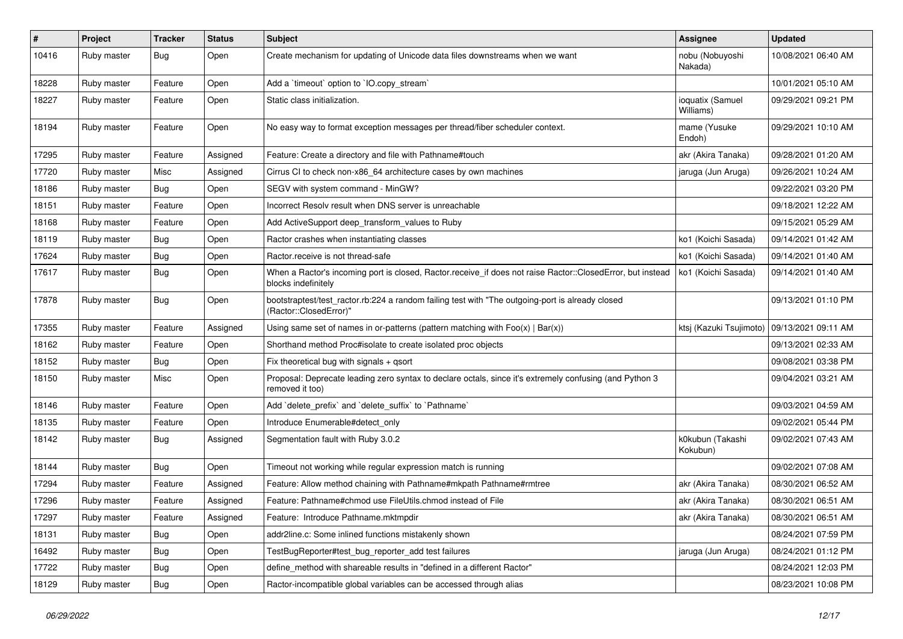| # | Project | Tracker | Status | Subject | Assignee | Updated |
|---|---|---|---|---|---|---|
| 10416 | Ruby master | Bug | Open | Create mechanism for updating of Unicode data files downstreams when we want | nobu (Nobuyoshi Nakada) | 10/08/2021 06:40 AM |
| 18228 | Ruby master | Feature | Open | Add a `timeout` option to `IO.copy_stream` | | 10/01/2021 05:10 AM |
| 18227 | Ruby master | Feature | Open | Static class initialization. | ioquatix (Samuel Williams) | 09/29/2021 09:21 PM |
| 18194 | Ruby master | Feature | Open | No easy way to format exception messages per thread/fiber scheduler context. | mame (Yusuke Endoh) | 09/29/2021 10:10 AM |
| 17295 | Ruby master | Feature | Assigned | Feature: Create a directory and file with Pathname#touch | akr (Akira Tanaka) | 09/28/2021 01:20 AM |
| 17720 | Ruby master | Misc | Assigned | Cirrus CI to check non-x86_64 architecture cases by own machines | jaruga (Jun Aruga) | 09/26/2021 10:24 AM |
| 18186 | Ruby master | Bug | Open | SEGV with system command - MinGW? | | 09/22/2021 03:20 PM |
| 18151 | Ruby master | Feature | Open | Incorrect Resolv result when DNS server is unreachable | | 09/18/2021 12:22 AM |
| 18168 | Ruby master | Feature | Open | Add ActiveSupport deep_transform_values to Ruby | | 09/15/2021 05:29 AM |
| 18119 | Ruby master | Bug | Open | Ractor crashes when instantiating classes | ko1 (Koichi Sasada) | 09/14/2021 01:42 AM |
| 17624 | Ruby master | Bug | Open | Ractor.receive is not thread-safe | ko1 (Koichi Sasada) | 09/14/2021 01:40 AM |
| 17617 | Ruby master | Bug | Open | When a Ractor's incoming port is closed, Ractor.receive_if does not raise Ractor::ClosedError, but instead blocks indefinitely | ko1 (Koichi Sasada) | 09/14/2021 01:40 AM |
| 17878 | Ruby master | Bug | Open | bootstraptest/test_ractor.rb:224 a random failing test with "The outgoing-port is already closed (Ractor::ClosedError)" | | 09/13/2021 01:10 PM |
| 17355 | Ruby master | Feature | Assigned | Using same set of names in or-patterns (pattern matching with Foo(x) \| Bar(x)) | ktsj (Kazuki Tsujimoto) | 09/13/2021 09:11 AM |
| 18162 | Ruby master | Feature | Open | Shorthand method Proc#isolate to create isolated proc objects | | 09/13/2021 02:33 AM |
| 18152 | Ruby master | Bug | Open | Fix theoretical bug with signals + qsort | | 09/08/2021 03:38 PM |
| 18150 | Ruby master | Misc | Open | Proposal: Deprecate leading zero syntax to declare octals, since it's extremely confusing (and Python 3 removed it too) | | 09/04/2021 03:21 AM |
| 18146 | Ruby master | Feature | Open | Add `delete_prefix` and `delete_suffix` to `Pathname` | | 09/03/2021 04:59 AM |
| 18135 | Ruby master | Feature | Open | Introduce Enumerable#detect_only | | 09/02/2021 05:44 PM |
| 18142 | Ruby master | Bug | Assigned | Segmentation fault with Ruby 3.0.2 | k0kubun (Takashi Kokubun) | 09/02/2021 07:43 AM |
| 18144 | Ruby master | Bug | Open | Timeout not working while regular expression match is running | | 09/02/2021 07:08 AM |
| 17294 | Ruby master | Feature | Assigned | Feature: Allow method chaining with Pathname#mkpath Pathname#rmtree | akr (Akira Tanaka) | 08/30/2021 06:52 AM |
| 17296 | Ruby master | Feature | Assigned | Feature: Pathname#chmod use FileUtils.chmod instead of File | akr (Akira Tanaka) | 08/30/2021 06:51 AM |
| 17297 | Ruby master | Feature | Assigned | Feature: Introduce Pathname.mktmpdir | akr (Akira Tanaka) | 08/30/2021 06:51 AM |
| 18131 | Ruby master | Bug | Open | addr2line.c: Some inlined functions mistakenly shown | | 08/24/2021 07:59 PM |
| 16492 | Ruby master | Bug | Open | TestBugReporter#test_bug_reporter_add test failures | jaruga (Jun Aruga) | 08/24/2021 01:12 PM |
| 17722 | Ruby master | Bug | Open | define_method with shareable results in "defined in a different Ractor" | | 08/24/2021 12:03 PM |
| 18129 | Ruby master | Bug | Open | Ractor-incompatible global variables can be accessed through alias | | 08/23/2021 10:08 PM |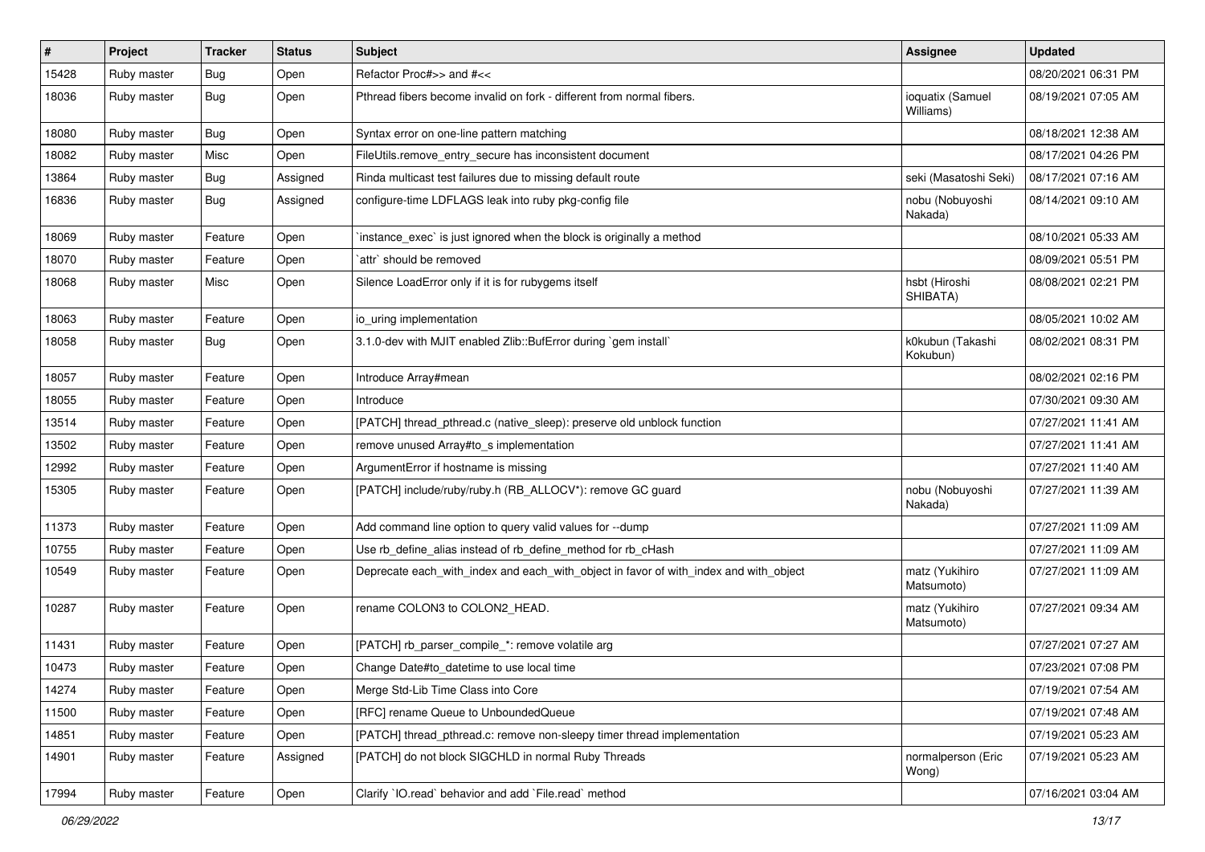| # | Project | Tracker | Status | Subject | Assignee | Updated |
|---|---|---|---|---|---|---|
| 15428 | Ruby master | Bug | Open | Refactor Proc#>> and #<< | | 08/20/2021 06:31 PM |
| 18036 | Ruby master | Bug | Open | Pthread fibers become invalid on fork - different from normal fibers. | ioquatix (Samuel Williams) | 08/19/2021 07:05 AM |
| 18080 | Ruby master | Bug | Open | Syntax error on one-line pattern matching | | 08/18/2021 12:38 AM |
| 18082 | Ruby master | Misc | Open | FileUtils.remove_entry_secure has inconsistent document | | 08/17/2021 04:26 PM |
| 13864 | Ruby master | Bug | Assigned | Rinda multicast test failures due to missing default route | seki (Masatoshi Seki) | 08/17/2021 07:16 AM |
| 16836 | Ruby master | Bug | Assigned | configure-time LDFLAGS leak into ruby pkg-config file | nobu (Nobuyoshi Nakada) | 08/14/2021 09:10 AM |
| 18069 | Ruby master | Feature | Open | `instance_exec` is just ignored when the block is originally a method | | 08/10/2021 05:33 AM |
| 18070 | Ruby master | Feature | Open | `attr` should be removed | | 08/09/2021 05:51 PM |
| 18068 | Ruby master | Misc | Open | Silence LoadError only if it is for rubygems itself | hsbt (Hiroshi SHIBATA) | 08/08/2021 02:21 PM |
| 18063 | Ruby master | Feature | Open | io_uring implementation | | 08/05/2021 10:02 AM |
| 18058 | Ruby master | Bug | Open | 3.1.0-dev with MJIT enabled Zlib::BufError during `gem install` | k0kubun (Takashi Kokubun) | 08/02/2021 08:31 PM |
| 18057 | Ruby master | Feature | Open | Introduce Array#mean | | 08/02/2021 02:16 PM |
| 18055 | Ruby master | Feature | Open | Introduce | | 07/30/2021 09:30 AM |
| 13514 | Ruby master | Feature | Open | [PATCH] thread_pthread.c (native_sleep): preserve old unblock function | | 07/27/2021 11:41 AM |
| 13502 | Ruby master | Feature | Open | remove unused Array#to_s implementation | | 07/27/2021 11:41 AM |
| 12992 | Ruby master | Feature | Open | ArgumentError if hostname is missing | | 07/27/2021 11:40 AM |
| 15305 | Ruby master | Feature | Open | [PATCH] include/ruby/ruby.h (RB_ALLOCV*): remove GC guard | nobu (Nobuyoshi Nakada) | 07/27/2021 11:39 AM |
| 11373 | Ruby master | Feature | Open | Add command line option to query valid values for --dump | | 07/27/2021 11:09 AM |
| 10755 | Ruby master | Feature | Open | Use rb_define_alias instead of rb_define_method for rb_cHash | | 07/27/2021 11:09 AM |
| 10549 | Ruby master | Feature | Open | Deprecate each_with_index and each_with_object in favor of with_index and with_object | matz (Yukihiro Matsumoto) | 07/27/2021 11:09 AM |
| 10287 | Ruby master | Feature | Open | rename COLON3 to COLON2_HEAD. | matz (Yukihiro Matsumoto) | 07/27/2021 09:34 AM |
| 11431 | Ruby master | Feature | Open | [PATCH] rb_parser_compile_*: remove volatile arg | | 07/27/2021 07:27 AM |
| 10473 | Ruby master | Feature | Open | Change Date#to_datetime to use local time | | 07/23/2021 07:08 PM |
| 14274 | Ruby master | Feature | Open | Merge Std-Lib Time Class into Core | | 07/19/2021 07:54 AM |
| 11500 | Ruby master | Feature | Open | [RFC] rename Queue to UnboundedQueue | | 07/19/2021 07:48 AM |
| 14851 | Ruby master | Feature | Open | [PATCH] thread_pthread.c: remove non-sleepy timer thread implementation | | 07/19/2021 05:23 AM |
| 14901 | Ruby master | Feature | Assigned | [PATCH] do not block SIGCHLD in normal Ruby Threads | normalperson (Eric Wong) | 07/19/2021 05:23 AM |
| 17994 | Ruby master | Feature | Open | Clarify `IO.read` behavior and add `File.read` method | | 07/16/2021 03:04 AM |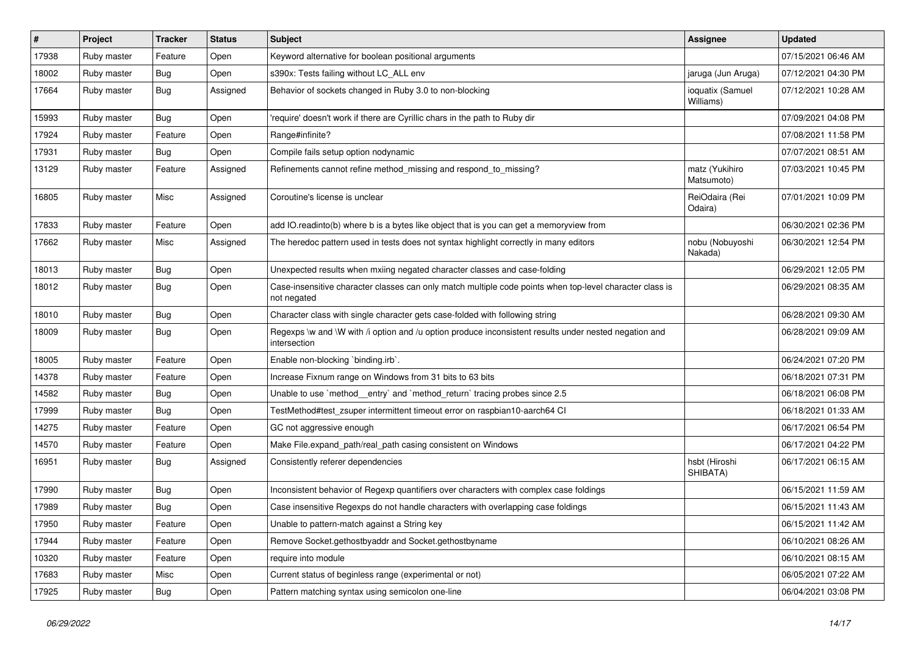| # | Project | Tracker | Status | Subject | Assignee | Updated |
| --- | --- | --- | --- | --- | --- | --- |
| 17938 | Ruby master | Feature | Open | Keyword alternative for boolean positional arguments | | 07/15/2021 06:46 AM |
| 18002 | Ruby master | Bug | Open | s390x: Tests failing without LC_ALL env | jaruga (Jun Aruga) | 07/12/2021 04:30 PM |
| 17664 | Ruby master | Bug | Assigned | Behavior of sockets changed in Ruby 3.0 to non-blocking | ioquatix (Samuel Williams) | 07/12/2021 10:28 AM |
| 15993 | Ruby master | Bug | Open | 'require' doesn't work if there are Cyrillic chars in the path to Ruby dir | | 07/09/2021 04:08 PM |
| 17924 | Ruby master | Feature | Open | Range#infinite? | | 07/08/2021 11:58 PM |
| 17931 | Ruby master | Bug | Open | Compile fails setup option nodynamic | | 07/07/2021 08:51 AM |
| 13129 | Ruby master | Feature | Assigned | Refinements cannot refine method_missing and respond_to_missing? | matz (Yukihiro Matsumoto) | 07/03/2021 10:45 PM |
| 16805 | Ruby master | Misc | Assigned | Coroutine's license is unclear | ReiOdaira (Rei Odaira) | 07/01/2021 10:09 PM |
| 17833 | Ruby master | Feature | Open | add IO.readinto(b) where b is a bytes like object that is you can get a memoryview from | | 06/30/2021 02:36 PM |
| 17662 | Ruby master | Misc | Assigned | The heredoc pattern used in tests does not syntax highlight correctly in many editors | nobu (Nobuyoshi Nakada) | 06/30/2021 12:54 PM |
| 18013 | Ruby master | Bug | Open | Unexpected results when mxiing negated character classes and case-folding | | 06/29/2021 12:05 PM |
| 18012 | Ruby master | Bug | Open | Case-insensitive character classes can only match multiple code points when top-level character class is not negated | | 06/29/2021 08:35 AM |
| 18010 | Ruby master | Bug | Open | Character class with single character gets case-folded with following string | | 06/28/2021 09:30 AM |
| 18009 | Ruby master | Bug | Open | Regexps \w and \W with /i option and /u option produce inconsistent results under nested negation and intersection | | 06/28/2021 09:09 AM |
| 18005 | Ruby master | Feature | Open | Enable non-blocking `binding.irb`. | | 06/24/2021 07:20 PM |
| 14378 | Ruby master | Feature | Open | Increase Fixnum range on Windows from 31 bits to 63 bits | | 06/18/2021 07:31 PM |
| 14582 | Ruby master | Bug | Open | Unable to use `method__entry` and `method_return` tracing probes since 2.5 | | 06/18/2021 06:08 PM |
| 17999 | Ruby master | Bug | Open | TestMethod#test_zsuper intermittent timeout error on raspbian10-aarch64 CI | | 06/18/2021 01:33 AM |
| 14275 | Ruby master | Feature | Open | GC not aggressive enough | | 06/17/2021 06:54 PM |
| 14570 | Ruby master | Feature | Open | Make File.expand_path/real_path casing consistent on Windows | | 06/17/2021 04:22 PM |
| 16951 | Ruby master | Bug | Assigned | Consistently referer dependencies | hsbt (Hiroshi SHIBATA) | 06/17/2021 06:15 AM |
| 17990 | Ruby master | Bug | Open | Inconsistent behavior of Regexp quantifiers over characters with complex case foldings | | 06/15/2021 11:59 AM |
| 17989 | Ruby master | Bug | Open | Case insensitive Regexps do not handle characters with overlapping case foldings | | 06/15/2021 11:43 AM |
| 17950 | Ruby master | Feature | Open | Unable to pattern-match against a String key | | 06/15/2021 11:42 AM |
| 17944 | Ruby master | Feature | Open | Remove Socket.gethostbyaddr and Socket.gethostbyname | | 06/10/2021 08:26 AM |
| 10320 | Ruby master | Feature | Open | require into module | | 06/10/2021 08:15 AM |
| 17683 | Ruby master | Misc | Open | Current status of beginless range (experimental or not) | | 06/05/2021 07:22 AM |
| 17925 | Ruby master | Bug | Open | Pattern matching syntax using semicolon one-line | | 06/04/2021 03:08 PM |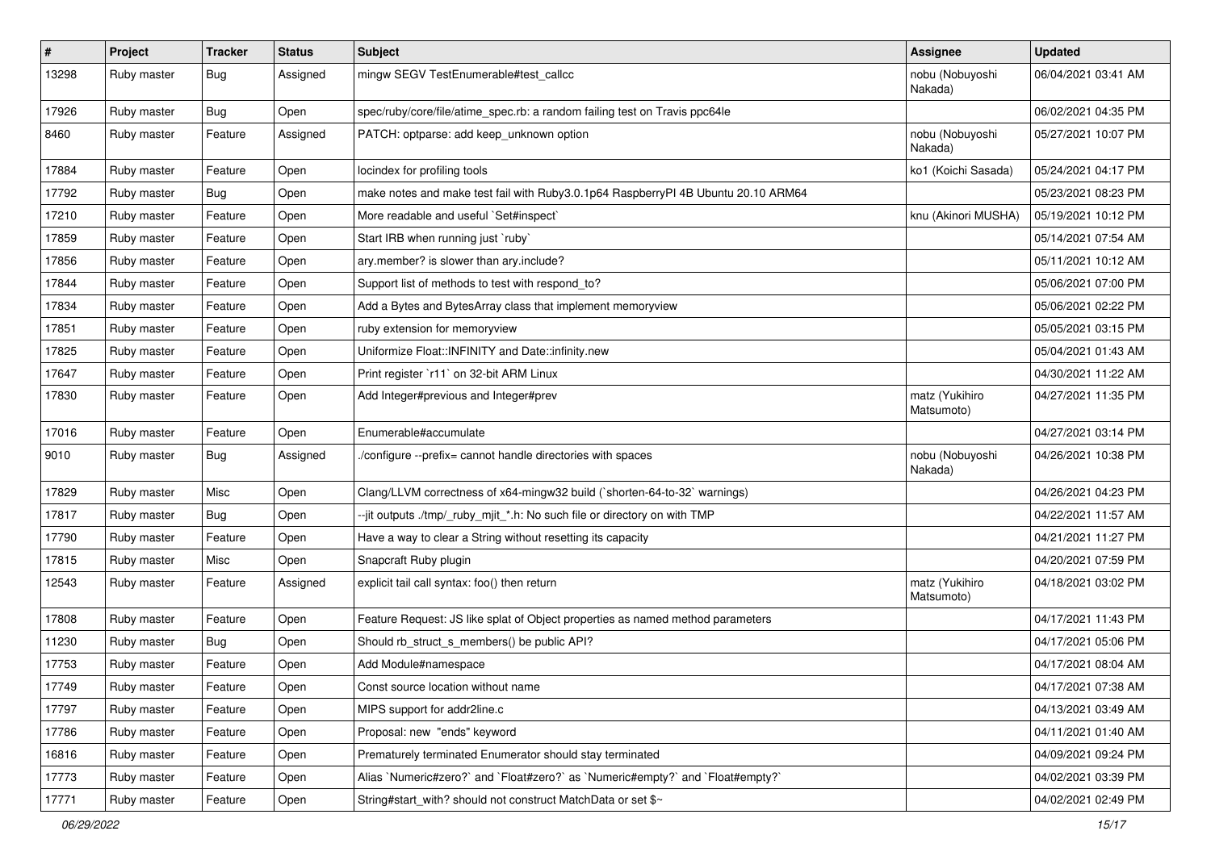| # | Project | Tracker | Status | Subject | Assignee | Updated |
|---|---|---|---|---|---|---|
| 13298 | Ruby master | Bug | Assigned | mingw SEGV TestEnumerable#test_callcc | nobu (Nobuyoshi Nakada) | 06/04/2021 03:41 AM |
| 17926 | Ruby master | Bug | Open | spec/ruby/core/file/atime_spec.rb: a random failing test on Travis ppc64le | | 06/02/2021 04:35 PM |
| 8460 | Ruby master | Feature | Assigned | PATCH: optparse: add keep_unknown option | nobu (Nobuyoshi Nakada) | 05/27/2021 10:07 PM |
| 17884 | Ruby master | Feature | Open | locindex for profiling tools | ko1 (Koichi Sasada) | 05/24/2021 04:17 PM |
| 17792 | Ruby master | Bug | Open | make notes and make test fail with Ruby3.0.1p64 RaspberryPI 4B Ubuntu 20.10 ARM64 | | 05/23/2021 08:23 PM |
| 17210 | Ruby master | Feature | Open | More readable and useful `Set#inspect` | knu (Akinori MUSHA) | 05/19/2021 10:12 PM |
| 17859 | Ruby master | Feature | Open | Start IRB when running just `ruby` | | 05/14/2021 07:54 AM |
| 17856 | Ruby master | Feature | Open | ary.member? is slower than ary.include? | | 05/11/2021 10:12 AM |
| 17844 | Ruby master | Feature | Open | Support list of methods to test with respond_to? | | 05/06/2021 07:00 PM |
| 17834 | Ruby master | Feature | Open | Add a Bytes and BytesArray class that implement memoryview | | 05/06/2021 02:22 PM |
| 17851 | Ruby master | Feature | Open | ruby extension for memoryview | | 05/05/2021 03:15 PM |
| 17825 | Ruby master | Feature | Open | Uniformize Float::INFINITY and Date::infinity.new | | 05/04/2021 01:43 AM |
| 17647 | Ruby master | Feature | Open | Print register `r11` on 32-bit ARM Linux | | 04/30/2021 11:22 AM |
| 17830 | Ruby master | Feature | Open | Add Integer#previous and Integer#prev | matz (Yukihiro Matsumoto) | 04/27/2021 11:35 PM |
| 17016 | Ruby master | Feature | Open | Enumerable#accumulate | | 04/27/2021 03:14 PM |
| 9010 | Ruby master | Bug | Assigned | ./configure --prefix= cannot handle directories with spaces | nobu (Nobuyoshi Nakada) | 04/26/2021 10:38 PM |
| 17829 | Ruby master | Misc | Open | Clang/LLVM correctness of x64-mingw32 build (`shorten-64-to-32` warnings) | | 04/26/2021 04:23 PM |
| 17817 | Ruby master | Bug | Open | --jit outputs ./tmp/_ruby_mjit_*.h: No such file or directory on with TMP | | 04/22/2021 11:57 AM |
| 17790 | Ruby master | Feature | Open | Have a way to clear a String without resetting its capacity | | 04/21/2021 11:27 PM |
| 17815 | Ruby master | Misc | Open | Snapcraft Ruby plugin | | 04/20/2021 07:59 PM |
| 12543 | Ruby master | Feature | Assigned | explicit tail call syntax: foo() then return | matz (Yukihiro Matsumoto) | 04/18/2021 03:02 PM |
| 17808 | Ruby master | Feature | Open | Feature Request: JS like splat of Object properties as named method parameters | | 04/17/2021 11:43 PM |
| 11230 | Ruby master | Bug | Open | Should rb_struct_s_members() be public API? | | 04/17/2021 05:06 PM |
| 17753 | Ruby master | Feature | Open | Add Module#namespace | | 04/17/2021 08:04 AM |
| 17749 | Ruby master | Feature | Open | Const source location without name | | 04/17/2021 07:38 AM |
| 17797 | Ruby master | Feature | Open | MIPS support for addr2line.c | | 04/13/2021 03:49 AM |
| 17786 | Ruby master | Feature | Open | Proposal: new "ends" keyword | | 04/11/2021 01:40 AM |
| 16816 | Ruby master | Feature | Open | Prematurely terminated Enumerator should stay terminated | | 04/09/2021 09:24 PM |
| 17773 | Ruby master | Feature | Open | Alias `Numeric#zero?` and `Float#zero?` as `Numeric#empty?` and `Float#empty?` | | 04/02/2021 03:39 PM |
| 17771 | Ruby master | Feature | Open | String#start_with? should not construct MatchData or set $~ | | 04/02/2021 02:49 PM |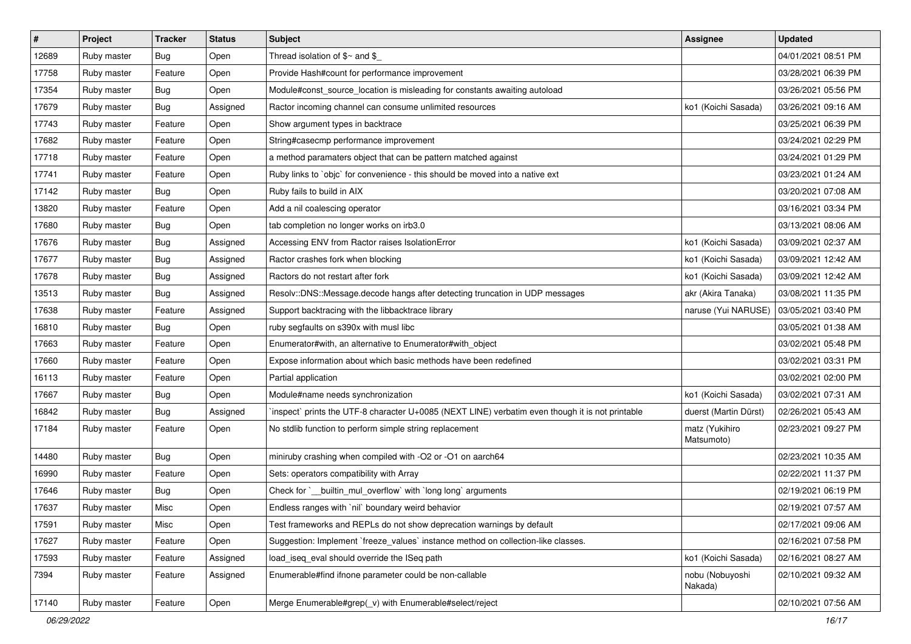| # | Project | Tracker | Status | Subject | Assignee | Updated |
|---|---|---|---|---|---|---|
| 12689 | Ruby master | Bug | Open | Thread isolation of $~ and $_ | | 04/01/2021 08:51 PM |
| 17758 | Ruby master | Feature | Open | Provide Hash#count for performance improvement | | 03/28/2021 06:39 PM |
| 17354 | Ruby master | Bug | Open | Module#const_source_location is misleading for constants awaiting autoload | | 03/26/2021 05:56 PM |
| 17679 | Ruby master | Bug | Assigned | Ractor incoming channel can consume unlimited resources | ko1 (Koichi Sasada) | 03/26/2021 09:16 AM |
| 17743 | Ruby master | Feature | Open | Show argument types in backtrace | | 03/25/2021 06:39 PM |
| 17682 | Ruby master | Feature | Open | String#casecmp performance improvement | | 03/24/2021 02:29 PM |
| 17718 | Ruby master | Feature | Open | a method paramaters object that can be pattern matched against | | 03/24/2021 01:29 PM |
| 17741 | Ruby master | Feature | Open | Ruby links to `objc` for convenience - this should be moved into a native ext | | 03/23/2021 01:24 AM |
| 17142 | Ruby master | Bug | Open | Ruby fails to build in AIX | | 03/20/2021 07:08 AM |
| 13820 | Ruby master | Feature | Open | Add a nil coalescing operator | | 03/16/2021 03:34 PM |
| 17680 | Ruby master | Bug | Open | tab completion no longer works on irb3.0 | | 03/13/2021 08:06 AM |
| 17676 | Ruby master | Bug | Assigned | Accessing ENV from Ractor raises IsolationError | ko1 (Koichi Sasada) | 03/09/2021 02:37 AM |
| 17677 | Ruby master | Bug | Assigned | Ractor crashes fork when blocking | ko1 (Koichi Sasada) | 03/09/2021 12:42 AM |
| 17678 | Ruby master | Bug | Assigned | Ractors do not restart after fork | ko1 (Koichi Sasada) | 03/09/2021 12:42 AM |
| 13513 | Ruby master | Bug | Assigned | Resolv::DNS::Message.decode hangs after detecting truncation in UDP messages | akr (Akira Tanaka) | 03/08/2021 11:35 PM |
| 17638 | Ruby master | Feature | Assigned | Support backtracing with the libbacktrace library | naruse (Yui NARUSE) | 03/05/2021 03:40 PM |
| 16810 | Ruby master | Bug | Open | ruby segfaults on s390x with musl libc | | 03/05/2021 01:38 AM |
| 17663 | Ruby master | Feature | Open | Enumerator#with, an alternative to Enumerator#with_object | | 03/02/2021 05:48 PM |
| 17660 | Ruby master | Feature | Open | Expose information about which basic methods have been redefined | | 03/02/2021 03:31 PM |
| 16113 | Ruby master | Feature | Open | Partial application | | 03/02/2021 02:00 PM |
| 17667 | Ruby master | Bug | Open | Module#name needs synchronization | ko1 (Koichi Sasada) | 03/02/2021 07:31 AM |
| 16842 | Ruby master | Bug | Assigned | `inspect` prints the UTF-8 character U+0085 (NEXT LINE) verbatim even though it is not printable | duerst (Martin Dürst) | 02/26/2021 05:43 AM |
| 17184 | Ruby master | Feature | Open | No stdlib function to perform simple string replacement | matz (Yukihiro Matsumoto) | 02/23/2021 09:27 PM |
| 14480 | Ruby master | Bug | Open | miniruby crashing when compiled with -O2 or -O1 on aarch64 | | 02/23/2021 10:35 AM |
| 16990 | Ruby master | Feature | Open | Sets: operators compatibility with Array | | 02/22/2021 11:37 PM |
| 17646 | Ruby master | Bug | Open | Check for `__builtin_mul_overflow` with `long long` arguments | | 02/19/2021 06:19 PM |
| 17637 | Ruby master | Misc | Open | Endless ranges with `nil` boundary weird behavior | | 02/19/2021 07:57 AM |
| 17591 | Ruby master | Misc | Open | Test frameworks and REPLs do not show deprecation warnings by default | | 02/17/2021 09:06 AM |
| 17627 | Ruby master | Feature | Open | Suggestion: Implement `freeze_values` instance method on collection-like classes. | | 02/16/2021 07:58 PM |
| 17593 | Ruby master | Feature | Assigned | load_iseq_eval should override the ISeq path | ko1 (Koichi Sasada) | 02/16/2021 08:27 AM |
| 7394 | Ruby master | Feature | Assigned | Enumerable#find ifnone parameter could be non-callable | nobu (Nobuyoshi Nakada) | 02/10/2021 09:32 AM |
| 17140 | Ruby master | Feature | Open | Merge Enumerable#grep(_v) with Enumerable#select/reject | | 02/10/2021 07:56 AM |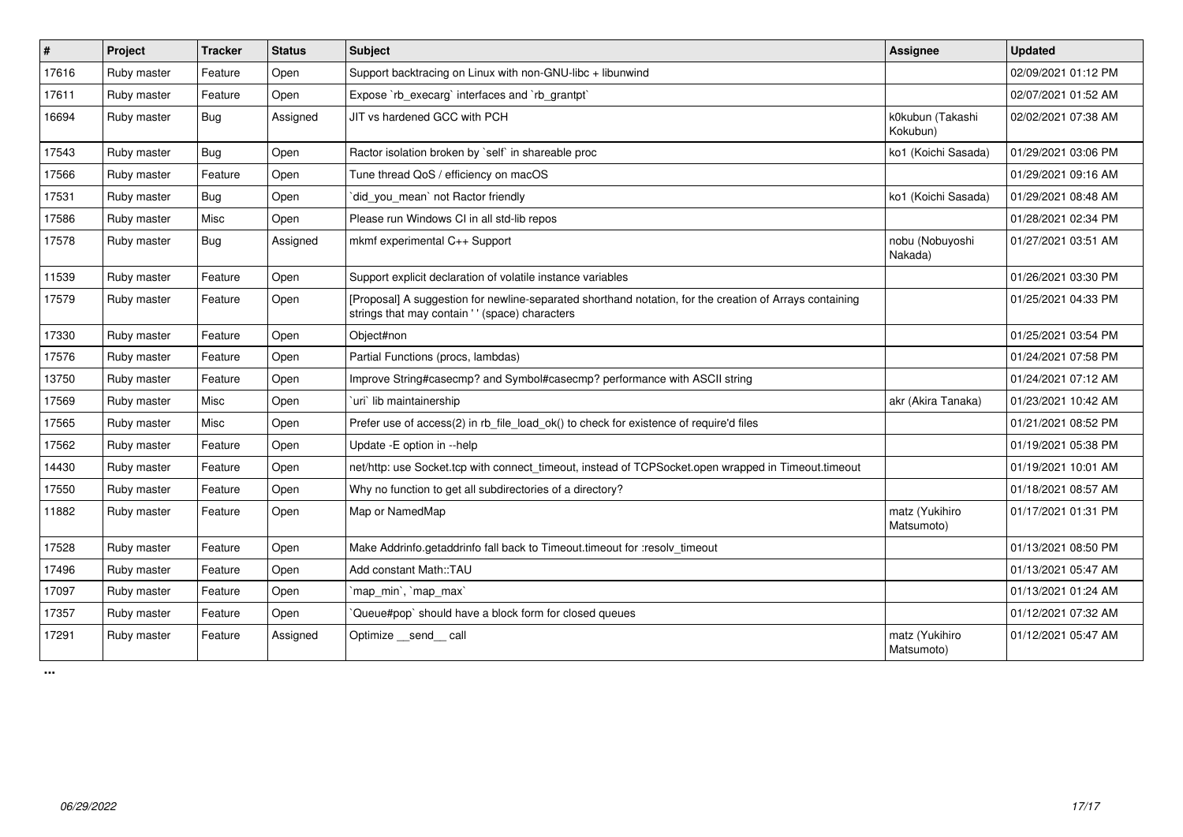| # | Project | Tracker | Status | Subject | Assignee | Updated |
|---|---|---|---|---|---|---|
| 17616 | Ruby master | Feature | Open | Support backtracing on Linux with non-GNU-libc + libunwind | | 02/09/2021 01:12 PM |
| 17611 | Ruby master | Feature | Open | Expose `rb_execarg` interfaces and `rb_grantpt` | | 02/07/2021 01:52 AM |
| 16694 | Ruby master | Bug | Assigned | JIT vs hardened GCC with PCH | k0kubun (Takashi Kokubun) | 02/02/2021 07:38 AM |
| 17543 | Ruby master | Bug | Open | Ractor isolation broken by `self` in shareable proc | ko1 (Koichi Sasada) | 01/29/2021 03:06 PM |
| 17566 | Ruby master | Feature | Open | Tune thread QoS / efficiency on macOS | | 01/29/2021 09:16 AM |
| 17531 | Ruby master | Bug | Open | `did_you_mean` not Ractor friendly | ko1 (Koichi Sasada) | 01/29/2021 08:48 AM |
| 17586 | Ruby master | Misc | Open | Please run Windows CI in all std-lib repos | | 01/28/2021 02:34 PM |
| 17578 | Ruby master | Bug | Assigned | mkmf experimental C++ Support | nobu (Nobuyoshi Nakada) | 01/27/2021 03:51 AM |
| 11539 | Ruby master | Feature | Open | Support explicit declaration of volatile instance variables | | 01/26/2021 03:30 PM |
| 17579 | Ruby master | Feature | Open | [Proposal] A suggestion for newline-separated shorthand notation, for the creation of Arrays containing strings that may contain ' ' (space) characters | | 01/25/2021 04:33 PM |
| 17330 | Ruby master | Feature | Open | Object#non | | 01/25/2021 03:54 PM |
| 17576 | Ruby master | Feature | Open | Partial Functions (procs, lambdas) | | 01/24/2021 07:58 PM |
| 13750 | Ruby master | Feature | Open | Improve String#casecmp? and Symbol#casecmp? performance with ASCII string | | 01/24/2021 07:12 AM |
| 17569 | Ruby master | Misc | Open | `uri` lib maintainership | akr (Akira Tanaka) | 01/23/2021 10:42 AM |
| 17565 | Ruby master | Misc | Open | Prefer use of access(2) in rb_file_load_ok() to check for existence of require'd files | | 01/21/2021 08:52 PM |
| 17562 | Ruby master | Feature | Open | Update -E option in --help | | 01/19/2021 05:38 PM |
| 14430 | Ruby master | Feature | Open | net/http: use Socket.tcp with connect_timeout, instead of TCPSocket.open wrapped in Timeout.timeout | | 01/19/2021 10:01 AM |
| 17550 | Ruby master | Feature | Open | Why no function to get all subdirectories of a directory? | | 01/18/2021 08:57 AM |
| 11882 | Ruby master | Feature | Open | Map or NamedMap | matz (Yukihiro Matsumoto) | 01/17/2021 01:31 PM |
| 17528 | Ruby master | Feature | Open | Make Addrinfo.getaddrinfo fall back to Timeout.timeout for :resolv_timeout | | 01/13/2021 08:50 PM |
| 17496 | Ruby master | Feature | Open | Add constant Math::TAU | | 01/13/2021 05:47 AM |
| 17097 | Ruby master | Feature | Open | `map_min`, `map_max` | | 01/13/2021 01:24 AM |
| 17357 | Ruby master | Feature | Open | `Queue#pop` should have a block form for closed queues | | 01/12/2021 07:32 AM |
| 17291 | Ruby master | Feature | Assigned | Optimize __send__ call | matz (Yukihiro Matsumoto) | 01/12/2021 05:47 AM |

...